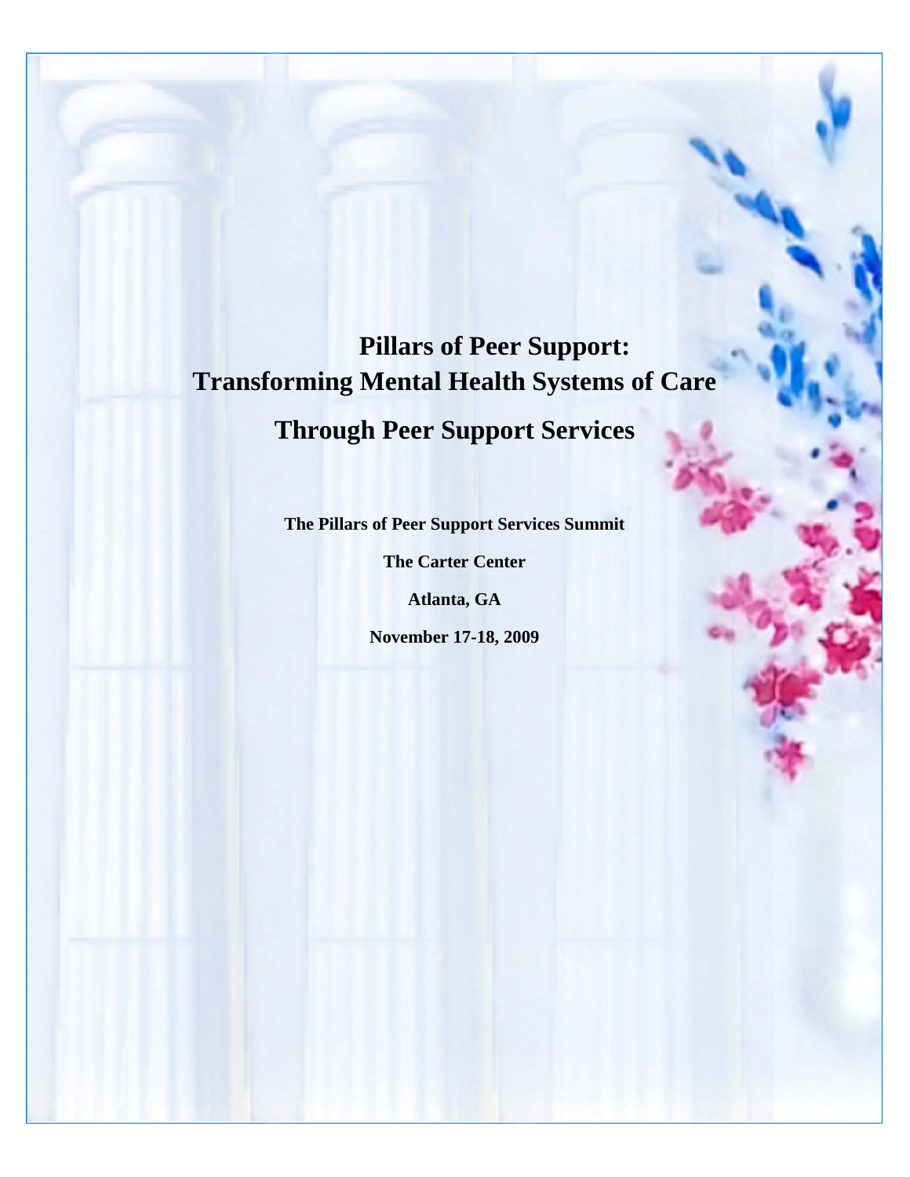# Pillars of Peer Support: Transforming Mental Health Systems of Care Through Peer Support Services

**The Pillars of Peer Support Services Summit**

**The Carter Center**

**Atlanta, GA**

**November 17-18, 2009**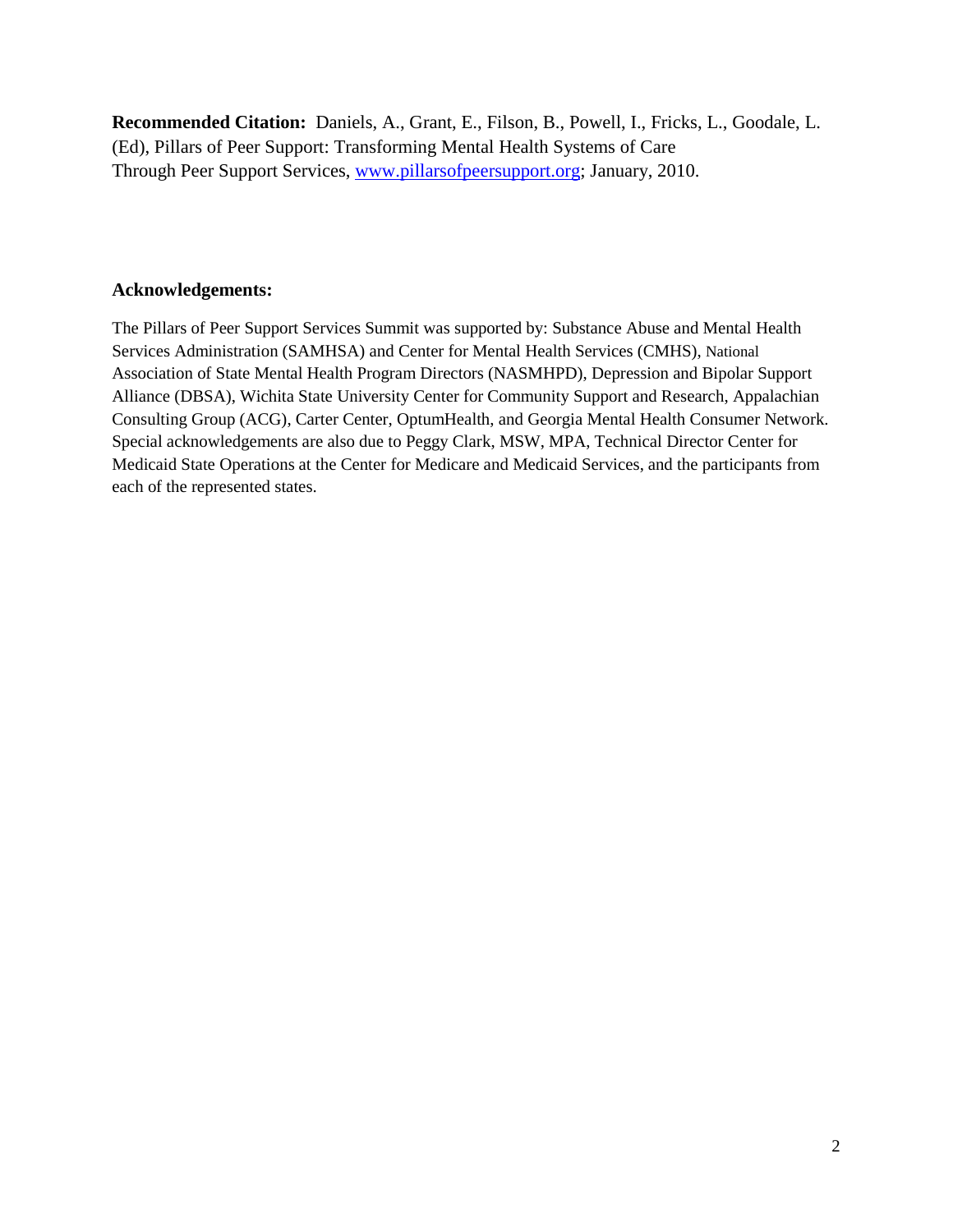**Recommended Citation:** Daniels, A., Grant, E., Filson, B., Powell, I., Fricks, L., Goodale, L. (Ed), Pillars of Peer Support: Transforming Mental Health Systems of Care Through Peer Support Services, [www.pillarsofpeersupport.org](http://www.pillarsofpeersupport.org); January, 2010.

**Acknowledgements:**

The Pillars of Peer Support Services Summit was supported by: Substance Abuse and Mental Health Services Administration (SAMHSA) and Center for Mental Health Services (CMHS), National Association of State Mental Health Program Directors (NASMHPD), Depression and Bipolar Support Alliance (DBSA), Wichita State University Center for Community Support and Research, Appalachian Consulting Group (ACG), Carter Center, OptumHealth, and Georgia Mental Health Consumer Network. Special acknowledgements are also due to Peggy Clark, MSW, MPA, Technical Director Center for Medicaid State Operations at the Center for Medicare and Medicaid Services, and the participants from each of the represented states.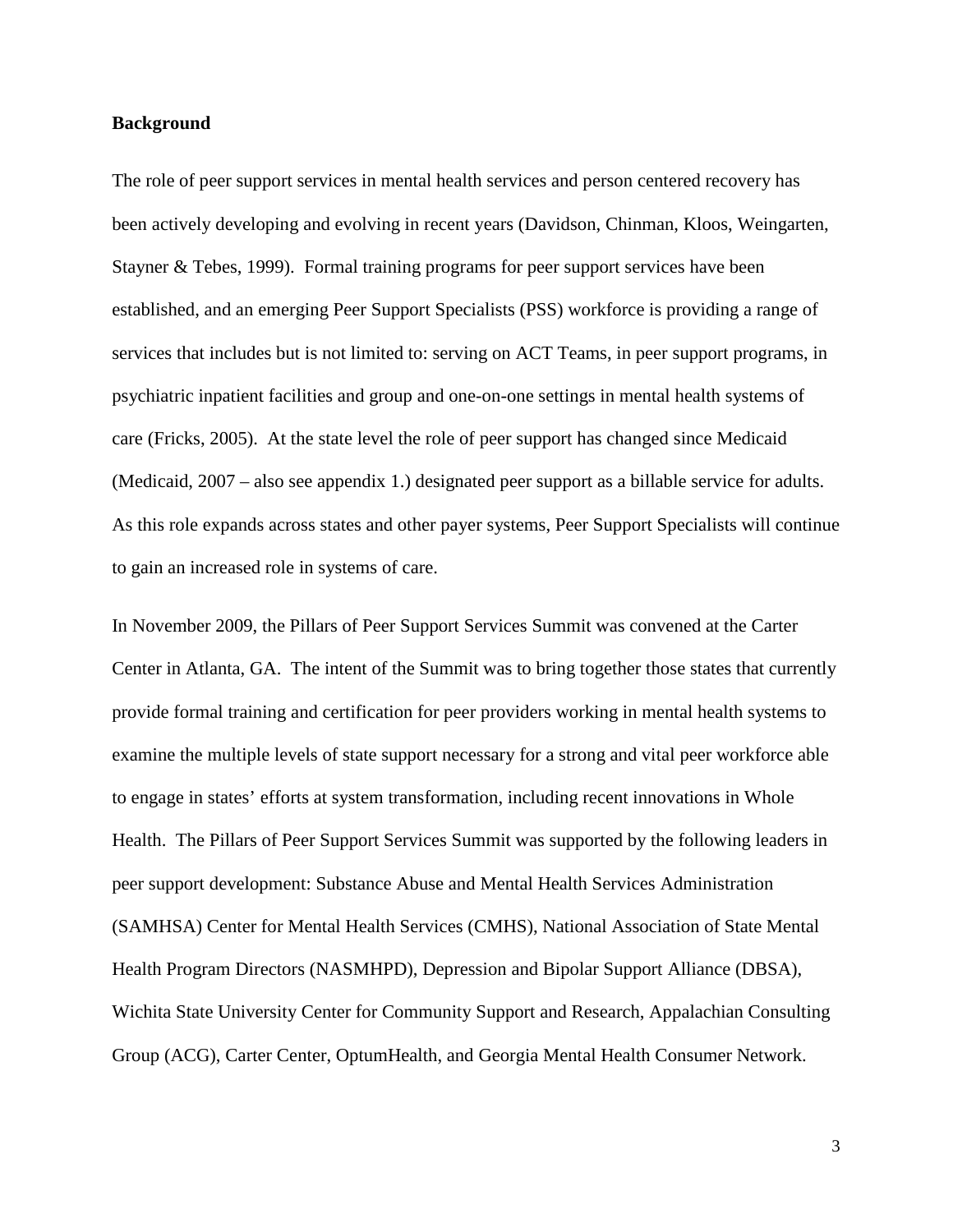**Background**

The role of peer support services in mental health services and person centered recovery has been actively developing and evolving in recent years (Davidson, Chinman, Kloos, Weingarten, Stayner & Tebes, 1999). Formal training programs for peer support services have been established, and an emerging Peer Support Specialists (PSS) workforce is providing a range of services that includes but is not limited to: serving on ACT Teams, in peer support programs, in psychiatric inpatient facilities and group and one-on-one settings in mental health systems of care (Fricks, 2005). At the state level the role of peer support has changed since Medicaid (Medicaid, 2007 – also see appendix 1.) designated peer support as a billable service for adults. As this role expands across states and other payer systems, Peer Support Specialists will continue to gain an increased role in systems of care.

In November 2009, the Pillars of Peer Support Services Summit was convened at the Carter Center in Atlanta, GA. The intent of the Summit was to bring together those states that currently provide formal training and certification for peer providers working in mental health systems to examine the multiple levels of state support necessary for a strong and vital peer workforce able to engage in states' efforts at system transformation, including recent innovations in Whole Health. The Pillars of Peer Support Services Summit was supported by the following leaders in peer support development: Substance Abuse and Mental Health Services Administration (SAMHSA) Center for Mental Health Services (CMHS), National Association of State Mental Health Program Directors (NASMHPD), Depression and Bipolar Support Alliance (DBSA), Wichita State University Center for Community Support and Research, Appalachian Consulting Group (ACG), Carter Center, OptumHealth, and Georgia Mental Health Consumer Network.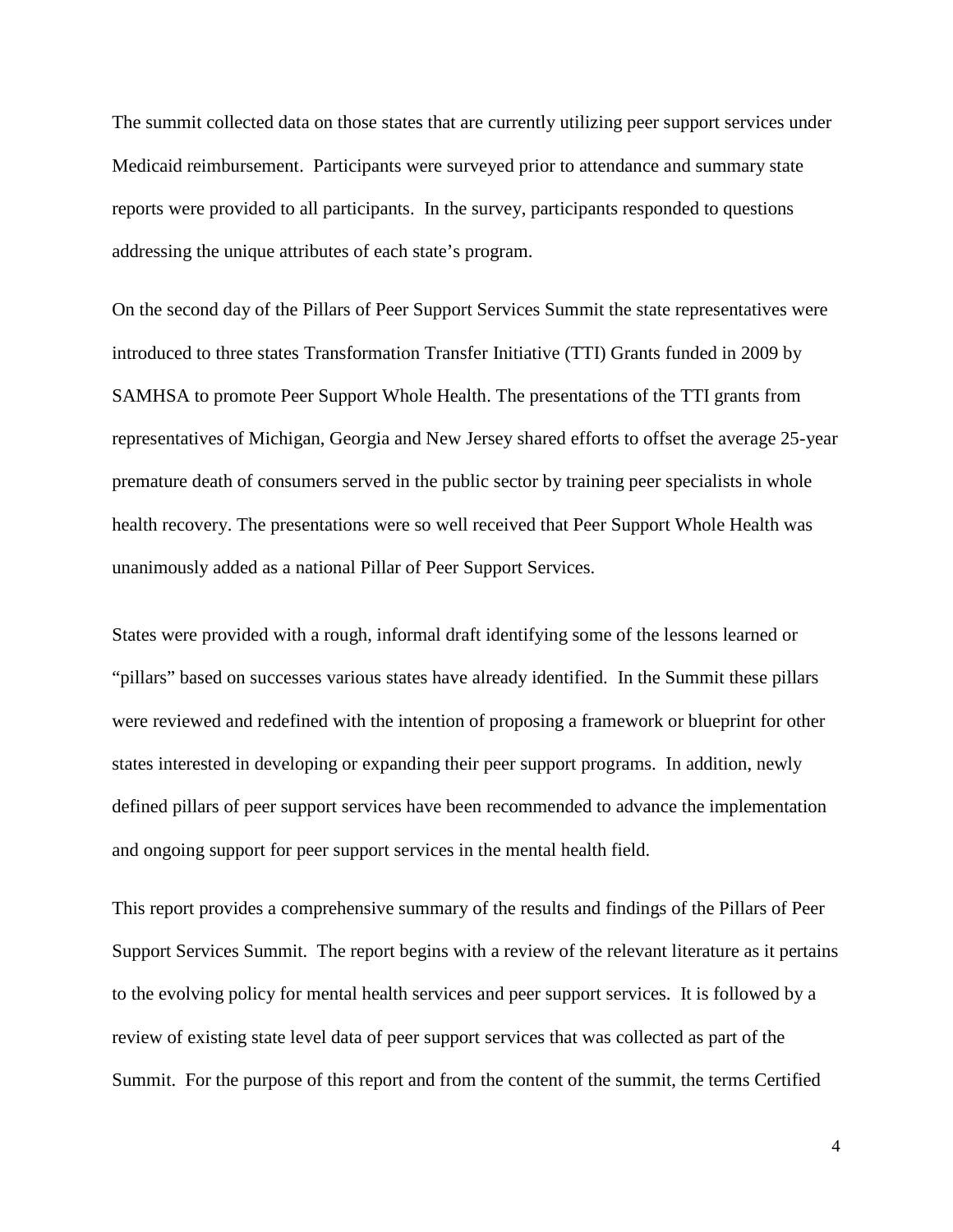The summit collected data on those states that are currently utilizing peer support services under Medicaid reimbursement. Participants were surveyed prior to attendance and summary state reports were provided to all participants. In the survey, participants responded to questions addressing the unique attributes of each state's program.

On the second day of the Pillars of Peer Support Services Summit the state representatives were introduced to three states Transformation Transfer Initiative (TTI) Grants funded in 2009 by SAMHSA to promote Peer Support Whole Health. The presentations of the TTI grants from representatives of Michigan, Georgia and New Jersey shared efforts to offset the average 25-year premature death of consumers served in the public sector by training peer specialists in whole health recovery. The presentations were so well received that Peer Support Whole Health was unanimously added as a national Pillar of Peer Support Services.

States were provided with a rough, informal draft identifying some of the lessons learned or "pillars" based on successes various states have already identified. In the Summit these pillars were reviewed and redefined with the intention of proposing a framework or blueprint for other states interested in developing or expanding their peer support programs. In addition, newly defined pillars of peer support services have been recommended to advance the implementation and ongoing support for peer support services in the mental health field.

This report provides a comprehensive summary of the results and findings of the Pillars of Peer Support Services Summit. The report begins with a review of the relevant literature as it pertains to the evolving policy for mental health services and peer support services. It is followed by a review of existing state level data of peer support services that was collected as part of the Summit. For the purpose of this report and from the content of the summit, the terms Certified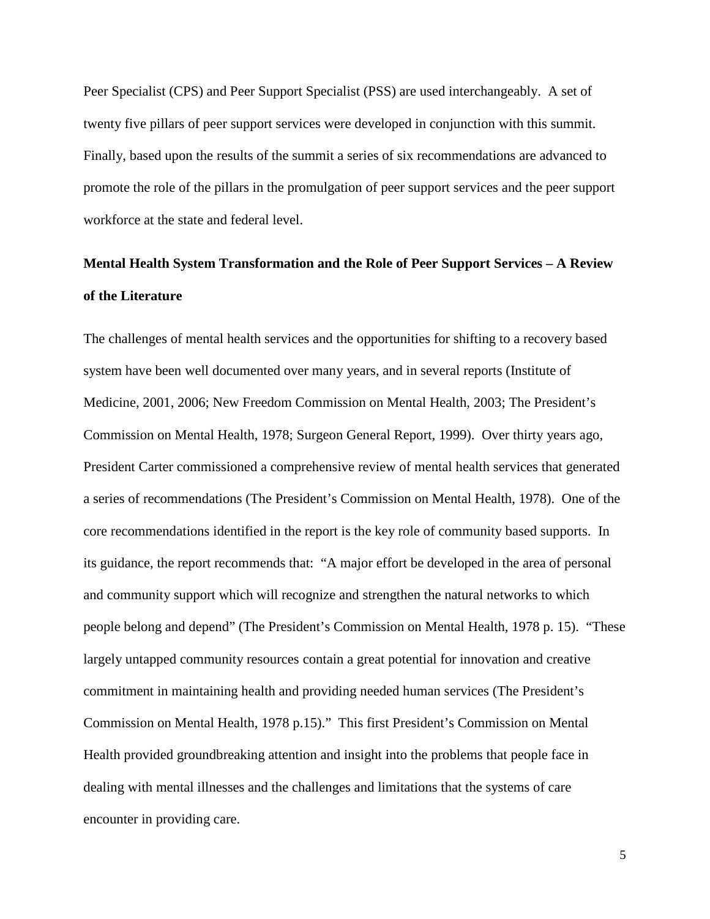Peer Specialist (CPS) and Peer Support Specialist (PSS) are used interchangeably. A set of twenty five pillars of peer support services were developed in conjunction with this summit. Finally, based upon the results of the summit a series of six recommendations are advanced to promote the role of the pillars in the promulgation of peer support services and the peer support workforce at the state and federal level.

## Mental Health System Transformation and the Role of Peer Support Services – A Review of the Literature

The challenges of mental health services and the opportunities for shifting to a recovery based system have been well documented over many years, and in several reports (Institute of Medicine, 2001, 2006; New Freedom Commission on Mental Health, 2003; The President's Commission on Mental Health, 1978; Surgeon General Report, 1999). Over thirty years ago, President Carter commissioned a comprehensive review of mental health services that generated a series of recommendations (The President's Commission on Mental Health, 1978). One of the core recommendations identified in the report is the key role of community based supports. In its guidance, the report recommends that: "A major effort be developed in the area of personal and community support which will recognize and strengthen the natural networks to which people belong and depend" (The President's Commission on Mental Health, 1978 p. 15). "These largely untapped community resources contain a great potential for innovation and creative commitment in maintaining health and providing needed human services (The President's Commission on Mental Health, 1978 p.15)." This first President's Commission on Mental Health provided groundbreaking attention and insight into the problems that people face in dealing with mental illnesses and the challenges and limitations that the systems of care encounter in providing care.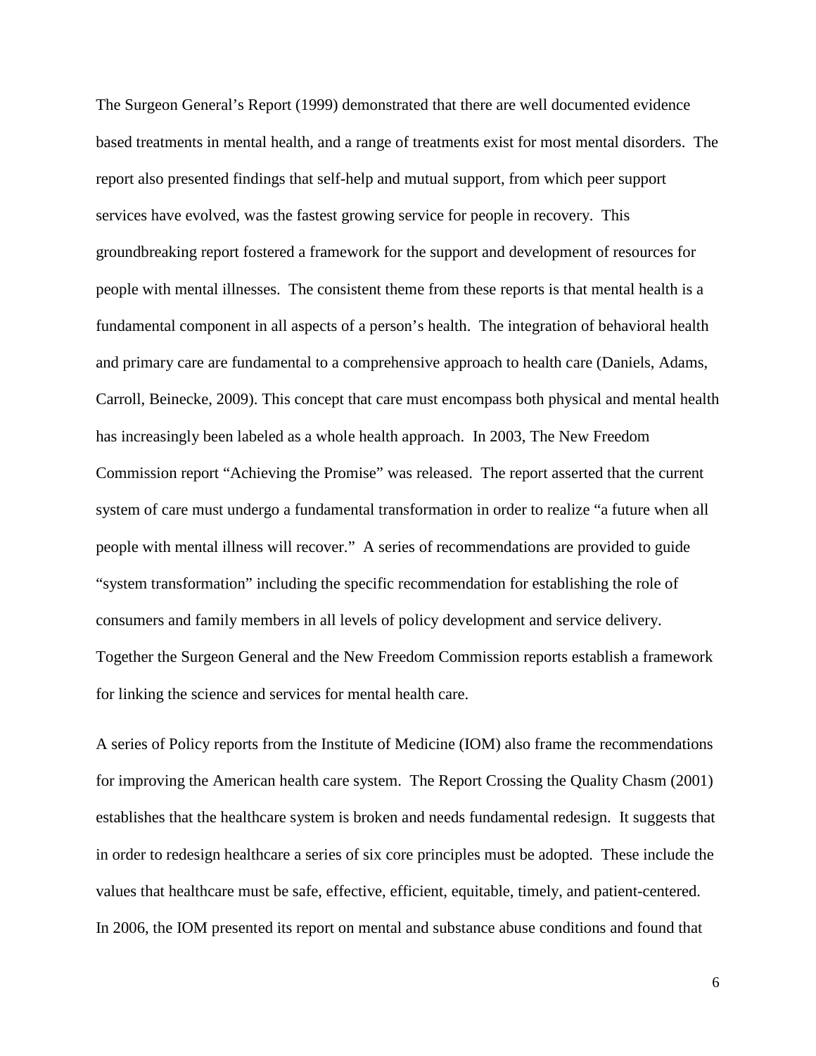The Surgeon General's Report (1999) demonstrated that there are well documented evidence based treatments in mental health, and a range of treatments exist for most mental disorders. The report also presented findings that self-help and mutual support, from which peer support services have evolved, was the fastest growing service for people in recovery. This groundbreaking report fostered a framework for the support and development of resources for people with mental illnesses. The consistent theme from these reports is that mental health is a fundamental component in all aspects of a person's health. The integration of behavioral health and primary care are fundamental to a comprehensive approach to health care (Daniels, Adams, Carroll, Beinecke, 2009). This concept that care must encompass both physical and mental health has increasingly been labeled as a whole health approach. In 2003, The New Freedom Commission report "Achieving the Promise" was released. The report asserted that the current system of care must undergo a fundamental transformation in order to realize "a future when all people with mental illness will recover." A series of recommendations are provided to guide "system transformation" including the specific recommendation for establishing the role of consumers and family members in all levels of policy development and service delivery. Together the Surgeon General and the New Freedom Commission reports establish a framework for linking the science and services for mental health care.

A series of Policy reports from the Institute of Medicine (IOM) also frame the recommendations for improving the American health care system. The Report Crossing the Quality Chasm (2001) establishes that the healthcare system is broken and needs fundamental redesign. It suggests that in order to redesign healthcare a series of six core principles must be adopted. These include the values that healthcare must be safe, effective, efficient, equitable, timely, and patient-centered. In 2006, the IOM presented its report on mental and substance abuse conditions and found that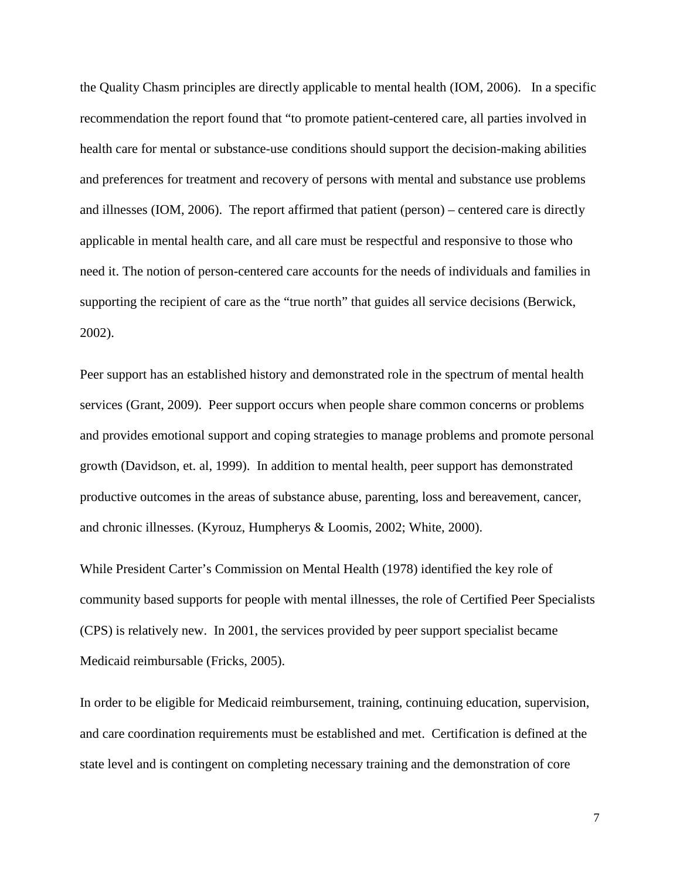the Quality Chasm principles are directly applicable to mental health (IOM, 2006). In a specific recommendation the report found that "to promote patient-centered care, all parties involved in health care for mental or substance-use conditions should support the decision-making abilities and preferences for treatment and recovery of persons with mental and substance use problems and illnesses (IOM, 2006). The report affirmed that patient (person) – centered care is directly applicable in mental health care, and all care must be respectful and responsive to those who need it. The notion of person-centered care accounts for the needs of individuals and families in supporting the recipient of care as the "true north" that guides all service decisions (Berwick, 2002).

Peer support has an established history and demonstrated role in the spectrum of mental health services (Grant, 2009). Peer support occurs when people share common concerns or problems and provides emotional support and coping strategies to manage problems and promote personal growth (Davidson, et. al, 1999). In addition to mental health, peer support has demonstrated productive outcomes in the areas of substance abuse, parenting, loss and bereavement, cancer, and chronic illnesses. (Kyrouz, Humpherys & Loomis, 2002; White, 2000).

While President Carter's Commission on Mental Health (1978) identified the key role of community based supports for people with mental illnesses, the role of Certified Peer Specialists (CPS) is relatively new. In 2001, the services provided by peer support specialist became Medicaid reimbursable (Fricks, 2005).

In order to be eligible for Medicaid reimbursement, training, continuing education, supervision, and care coordination requirements must be established and met. Certification is defined at the state level and is contingent on completing necessary training and the demonstration of core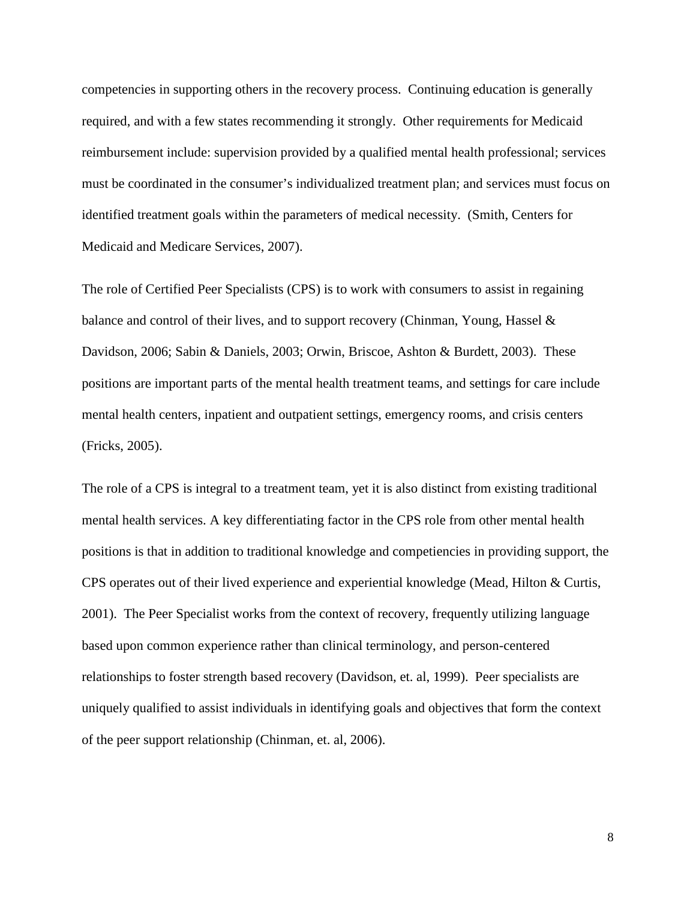competencies in supporting others in the recovery process. Continuing education is generally required, and with a few states recommending it strongly. Other requirements for Medicaid reimbursement include: supervision provided by a qualified mental health professional; services must be coordinated in the consumer's individualized treatment plan; and services must focus on identified treatment goals within the parameters of medical necessity. (Smith, Centers for Medicaid and Medicare Services, 2007).

The role of Certified Peer Specialists (CPS) is to work with consumers to assist in regaining balance and control of their lives, and to support recovery (Chinman, Young, Hassel & Davidson, 2006; Sabin & Daniels, 2003; Orwin, Briscoe, Ashton & Burdett, 2003). These positions are important parts of the mental health treatment teams, and settings for care include mental health centers, inpatient and outpatient settings, emergency rooms, and crisis centers (Fricks, 2005).

The role of a CPS is integral to a treatment team, yet it is also distinct from existing traditional mental health services. A key differentiating factor in the CPS role from other mental health positions is that in addition to traditional knowledge and competencies in providing support, the CPS operates out of their lived experience and experiential knowledge (Mead, Hilton & Curtis, 2001). The Peer Specialist works from the context of recovery, frequently utilizing language based upon common experience rather than clinical terminology, and person-centered relationships to foster strength based recovery (Davidson, et. al, 1999). Peer specialists are uniquely qualified to assist individuals in identifying goals and objectives that form the context of the peer support relationship (Chinman, et. al, 2006).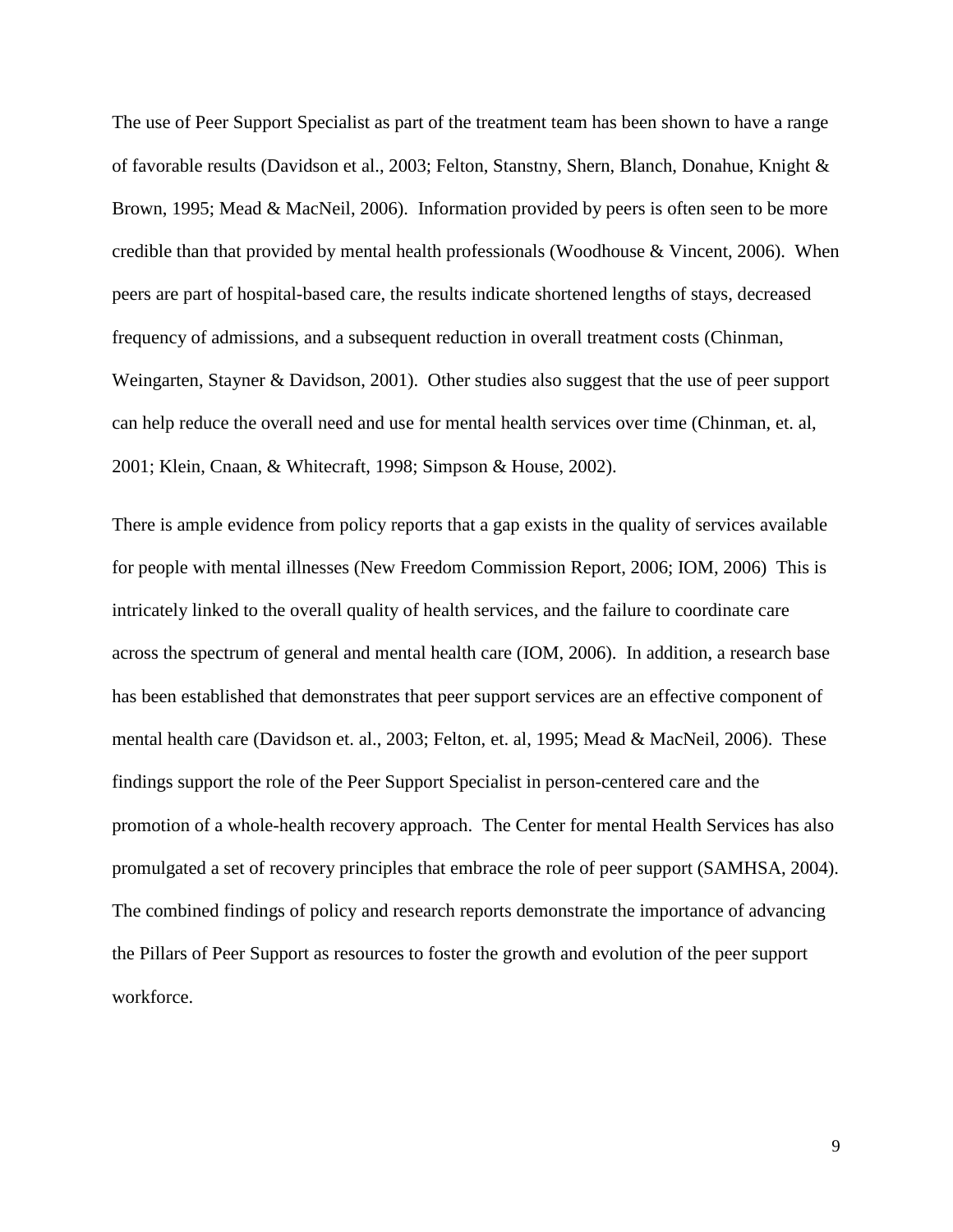The use of Peer Support Specialist as part of the treatment team has been shown to have a range of favorable results (Davidson et al., 2003; Felton, Stanstny, Shern, Blanch, Donahue, Knight & Brown, 1995; Mead & MacNeil, 2006). Information provided by peers is often seen to be more credible than that provided by mental health professionals (Woodhouse & Vincent, 2006). When peers are part of hospital-based care, the results indicate shortened lengths of stays, decreased frequency of admissions, and a subsequent reduction in overall treatment costs (Chinman, Weingarten, Stayner & Davidson, 2001). Other studies also suggest that the use of peer support can help reduce the overall need and use for mental health services over time (Chinman, et. al, 2001; Klein, Cnaan, & Whitecraft, 1998; Simpson & House, 2002).

There is ample evidence from policy reports that a gap exists in the quality of services available for people with mental illnesses (New Freedom Commission Report, 2006; IOM, 2006) This is intricately linked to the overall quality of health services, and the failure to coordinate care across the spectrum of general and mental health care (IOM, 2006). In addition, a research base has been established that demonstrates that peer support services are an effective component of mental health care (Davidson et. al., 2003; Felton, et. al, 1995; Mead & MacNeil, 2006). These findings support the role of the Peer Support Specialist in person-centered care and the promotion of a whole-health recovery approach. The Center for mental Health Services has also promulgated a set of recovery principles that embrace the role of peer support (SAMHSA, 2004). The combined findings of policy and research reports demonstrate the importance of advancing the Pillars of Peer Support as resources to foster the growth and evolution of the peer support workforce.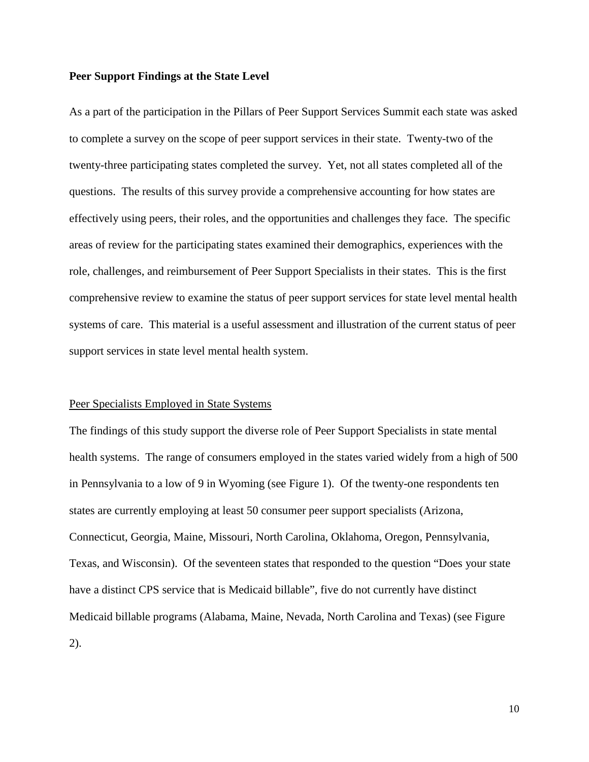**Peer Support Findings at the State Level**

As a part of the participation in the Pillars of Peer Support Services Summit each state was asked to complete a survey on the scope of peer support services in their state. Twenty-two of the twenty-three participating states completed the survey. Yet, not all states completed all of the questions. The results of this survey provide a comprehensive accounting for how states are effectively using peers, their roles, and the opportunities and challenges they face. The specific areas of review for the participating states examined their demographics, experiences with the role, challenges, and reimbursement of Peer Support Specialists in their states. This is the first comprehensive review to examine the status of peer support services for state level mental health systems of care. This material is a useful assessment and illustration of the current status of peer support services in state level mental health system.

<u>Peer Specialists Employed in State Systems</u>

The findings of this study support the diverse role of Peer Support Specialists in state mental health systems. The range of consumers employed in the states varied widely from a high of 500 in Pennsylvania to a low of 9 in Wyoming (see Figure 1). Of the twenty-one respondents ten states are currently employing at least 50 consumer peer support specialists (Arizona, Connecticut, Georgia, Maine, Missouri, North Carolina, Oklahoma, Oregon, Pennsylvania, Texas, and Wisconsin). Of the seventeen states that responded to the question "Does your state have a distinct CPS service that is Medicaid billable", five do not currently have distinct Medicaid billable programs (Alabama, Maine, Nevada, North Carolina and Texas) (see Figure 2).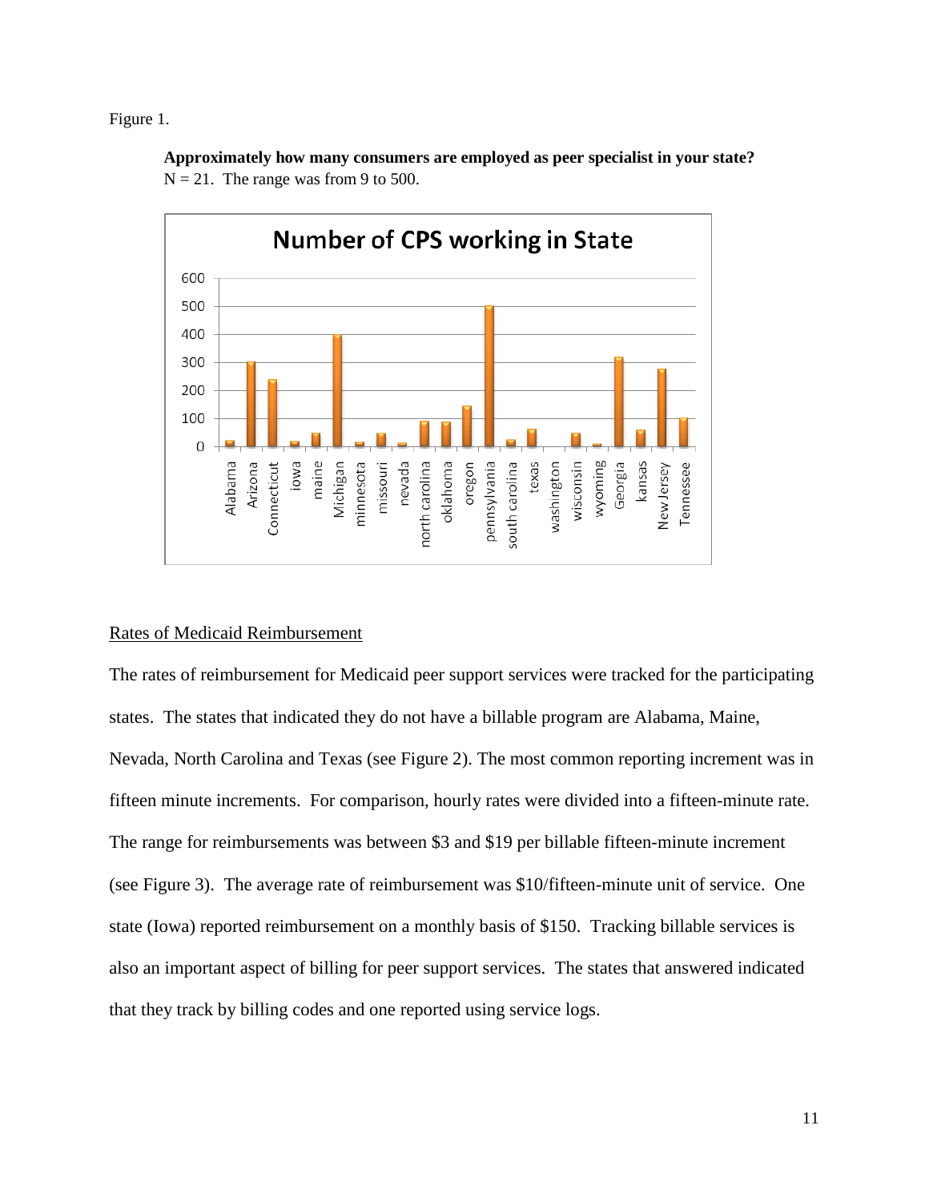Figure 1.

**Approximately how many consumers are employed as peer specialist in your state?**
N = 21. The range was from 9 to 500.

Rates of Medicaid Reimbursement

The rates of reimbursement for Medicaid peer support services were tracked for the participating states. The states that indicated they do not have a billable program are Alabama, Maine, Nevada, North Carolina and Texas (see Figure 2). The most common reporting increment was in fifteen minute increments. For comparison, hourly rates were divided into a fifteen-minute rate. The range for reimbursements was between \$3 and \$19 per billable fifteen-minute increment (see Figure 3). The average rate of reimbursement was \$10/fifteen-minute unit of service. One state (Iowa) reported reimbursement on a monthly basis of \$150. Tracking billable services is also an important aspect of billing for peer support services. The states that answered indicated that they track by billing codes and one reported using service logs.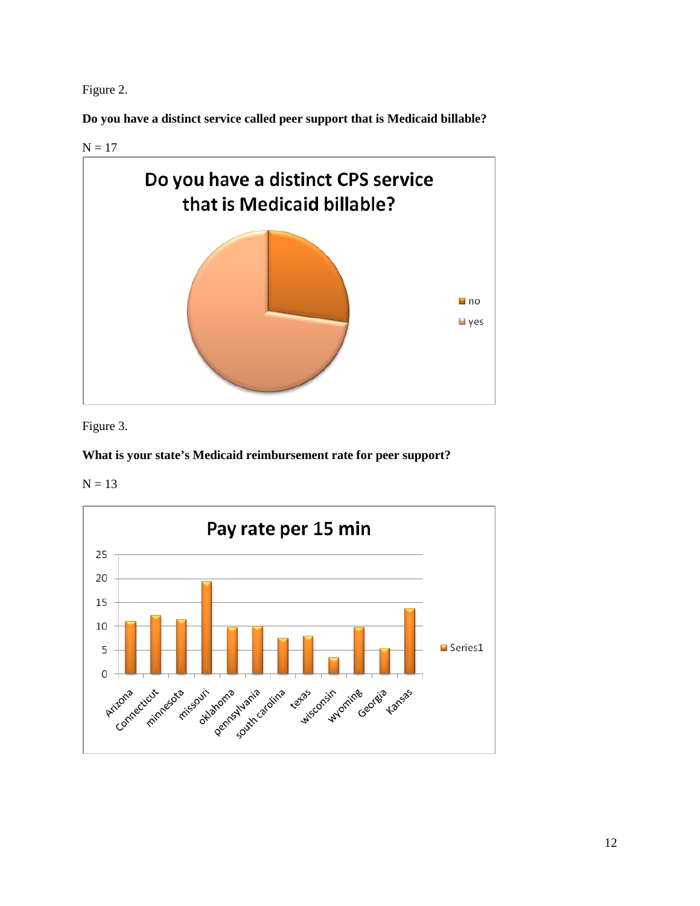Figure 2.

**Do you have a distinct service called peer support that is Medicaid billable?**

N = 17

Figure 3.

**What is your state's Medicaid reimbursement rate for peer support?**

N = 13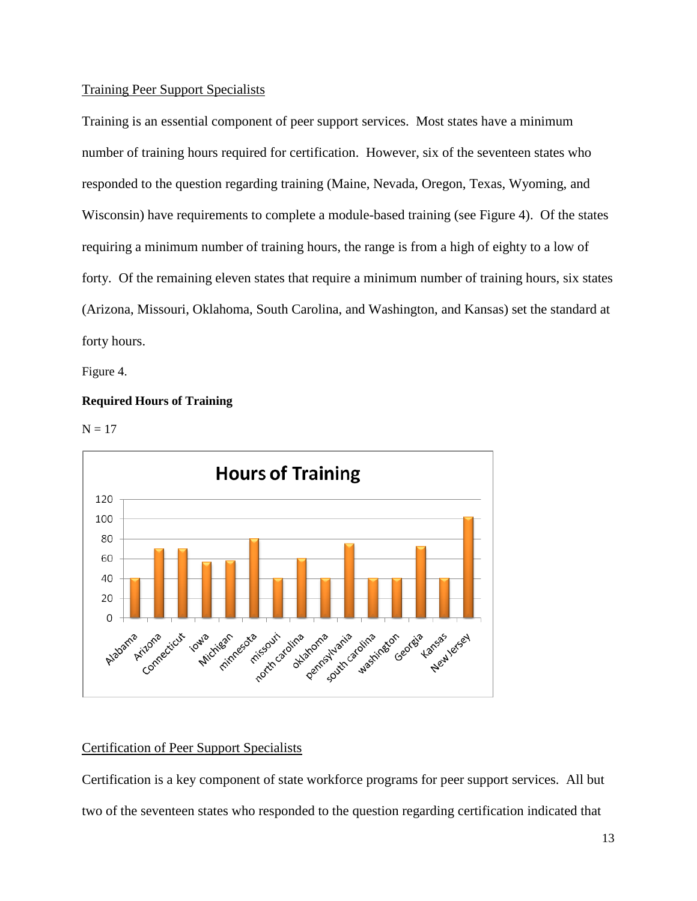Training Peer Support Specialists

Training is an essential component of peer support services. Most states have a minimum number of training hours required for certification. However, six of the seventeen states who responded to the question regarding training (Maine, Nevada, Oregon, Texas, Wyoming, and Wisconsin) have requirements to complete a module-based training (see Figure 4). Of the states requiring a minimum number of training hours, the range is from a high of eighty to a low of forty. Of the remaining eleven states that require a minimum number of training hours, six states (Arizona, Missouri, Oklahoma, South Carolina, and Washington, and Kansas) set the standard at forty hours.

Figure 4.

**Required Hours of Training**

N = 17

Certification of Peer Support Specialists

Certification is a key component of state workforce programs for peer support services. All but two of the seventeen states who responded to the question regarding certification indicated that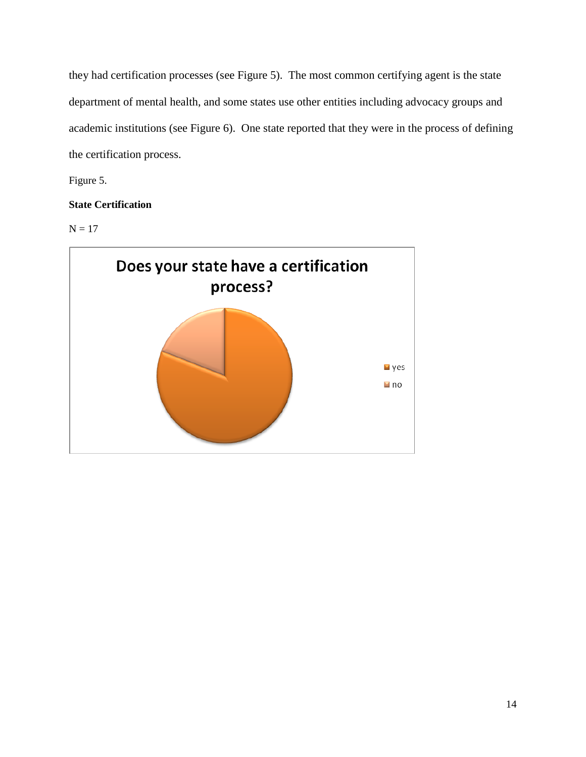they had certification processes (see Figure 5). The most common certifying agent is the state department of mental health, and some states use other entities including advocacy groups and academic institutions (see Figure 6). One state reported that they were in the process of defining the certification process.

Figure 5.

**State Certification**

N = 17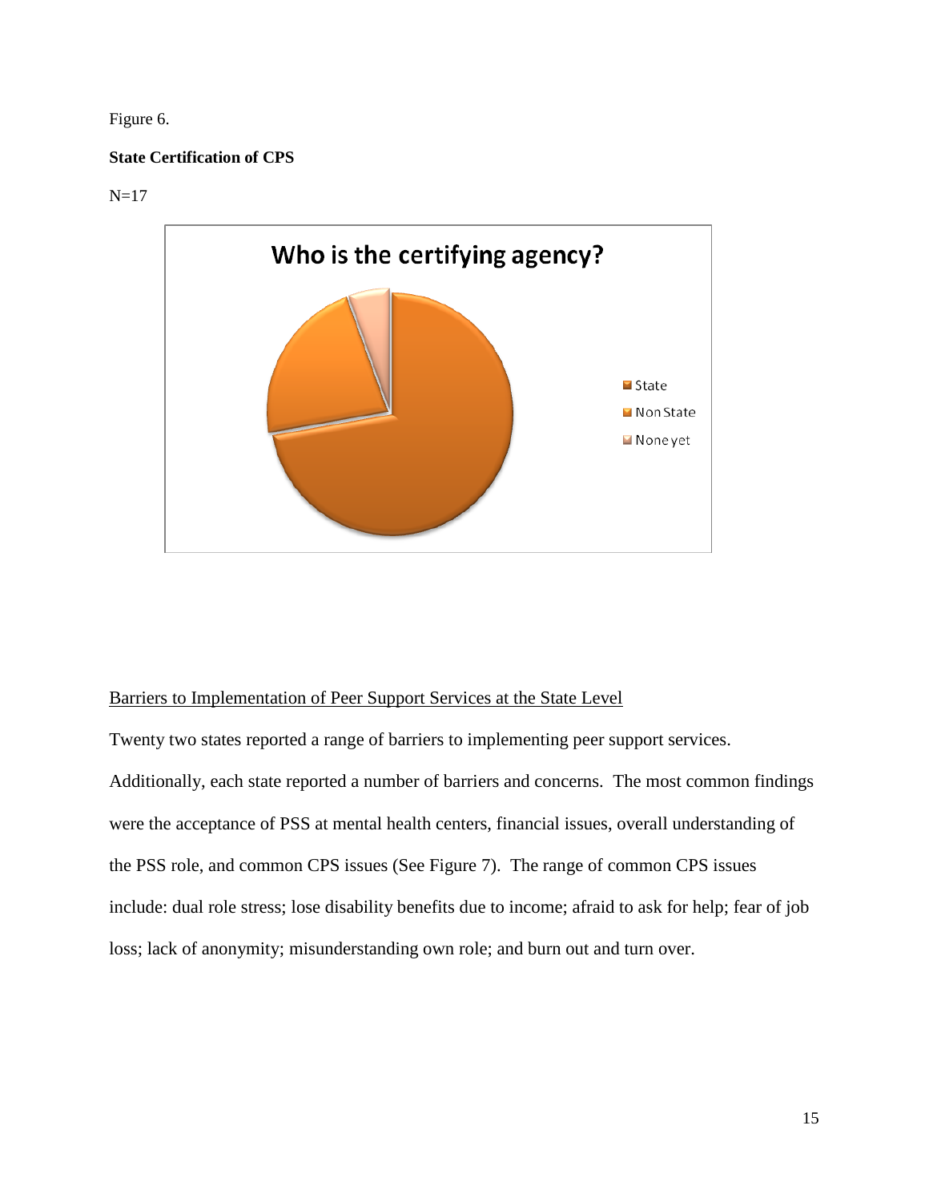Figure 6.

**State Certification of CPS**

N=17

Barriers to Implementation of Peer Support Services at the State Level

Twenty two states reported a range of barriers to implementing peer support services. Additionally, each state reported a number of barriers and concerns. The most common findings were the acceptance of PSS at mental health centers, financial issues, overall understanding of the PSS role, and common CPS issues (See Figure 7). The range of common CPS issues include: dual role stress; lose disability benefits due to income; afraid to ask for help; fear of job loss; lack of anonymity; misunderstanding own role; and burn out and turn over.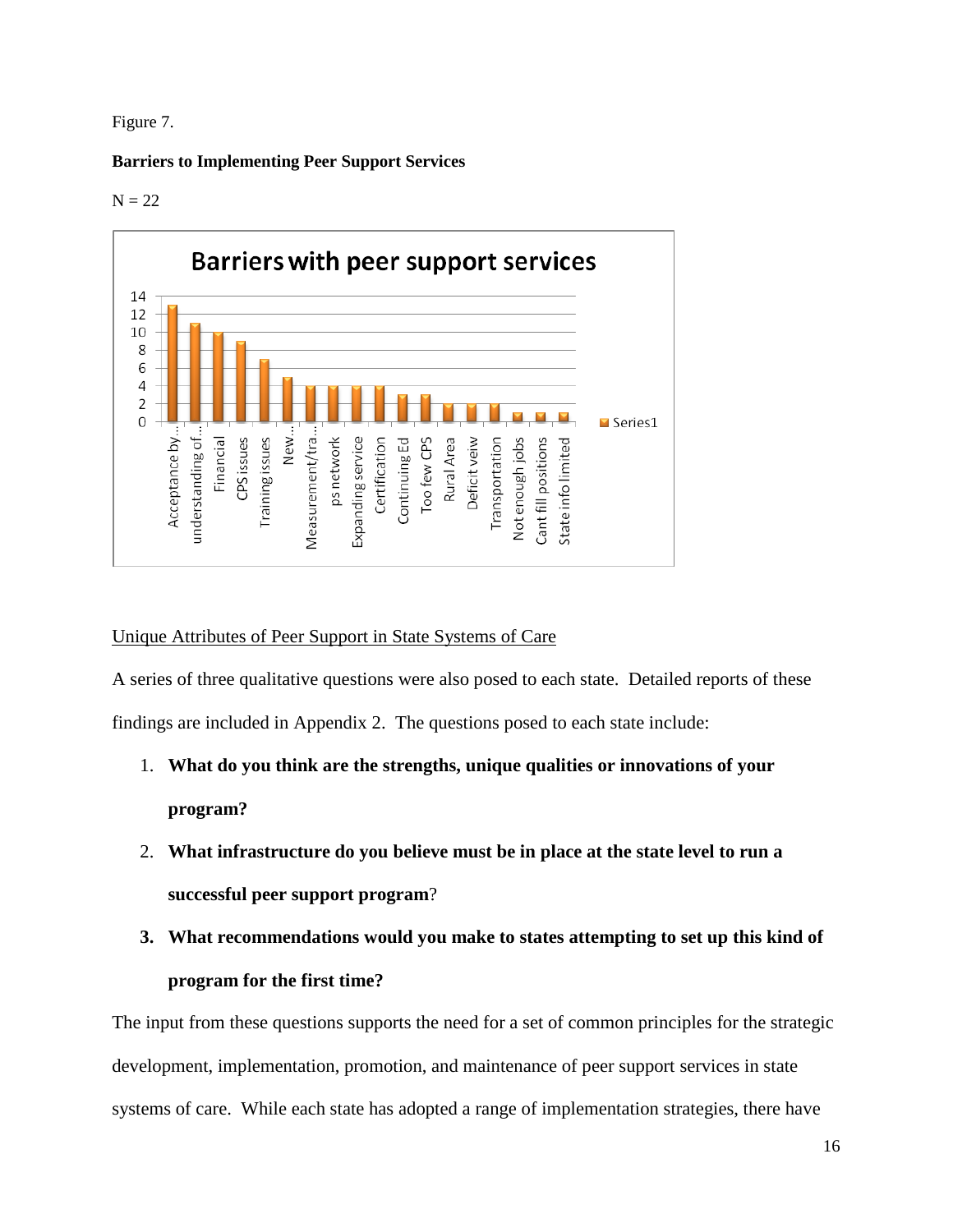Figure 7.

**Barriers to Implementing Peer Support Services**

N = 22

Barriers with peer support services

| Barrier | Series1 |
|---|---|
| Acceptance by... | 13 |
| understanding of... | 11 |
| Financial | 10 |
| CPS issues | 9 |
| Training issues | 7 |
| New... | 5 |
| Measurement/tra... | 4 |
| ps network | 4 |
| Expanding service | 4 |
| Certification | 4 |
| Continuing Ed | 3 |
| Too few CPS | 3 |
| Rural Area | 2 |
| Deficit veiw | 2 |
| Transportation | 2 |
| Not enough jobs | 1 |
| Cant fill positions | 1 |
| State info limited | 1 |

Unique Attributes of Peer Support in State Systems of Care

A series of three qualitative questions were also posed to each state. Detailed reports of these findings are included in Appendix 2. The questions posed to each state include:

1. **What do you think are the strengths, unique qualities or innovations of your program?**
2. **What infrastructure do you believe must be in place at the state level to run a successful peer support program**?
3. **What recommendations would you make to states attempting to set up this kind of program for the first time?**

The input from these questions supports the need for a set of common principles for the strategic development, implementation, promotion, and maintenance of peer support services in state systems of care. While each state has adopted a range of implementation strategies, there have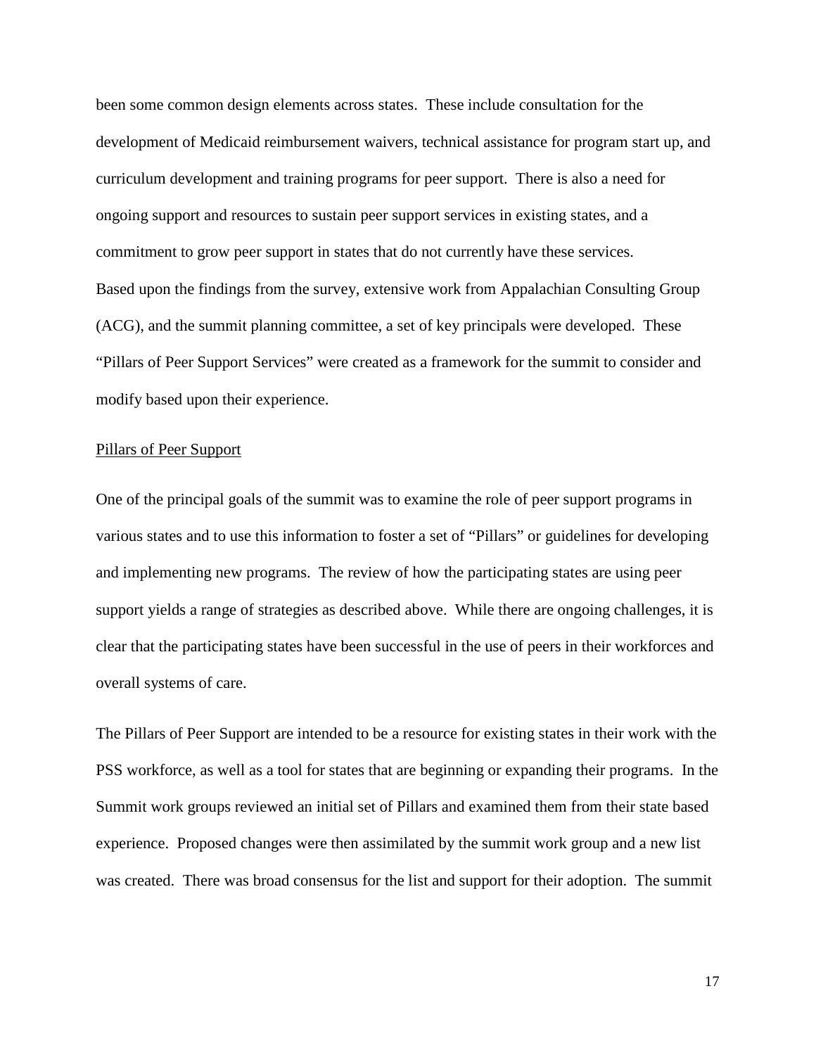been some common design elements across states. These include consultation for the development of Medicaid reimbursement waivers, technical assistance for program start up, and curriculum development and training programs for peer support. There is also a need for ongoing support and resources to sustain peer support services in existing states, and a commitment to grow peer support in states that do not currently have these services.

Based upon the findings from the survey, extensive work from Appalachian Consulting Group (ACG), and the summit planning committee, a set of key principals were developed. These "Pillars of Peer Support Services" were created as a framework for the summit to consider and modify based upon their experience.

## Pillars of Peer Support

One of the principal goals of the summit was to examine the role of peer support programs in various states and to use this information to foster a set of "Pillars" or guidelines for developing and implementing new programs. The review of how the participating states are using peer support yields a range of strategies as described above. While there are ongoing challenges, it is clear that the participating states have been successful in the use of peers in their workforces and overall systems of care.

The Pillars of Peer Support are intended to be a resource for existing states in their work with the PSS workforce, as well as a tool for states that are beginning or expanding their programs. In the Summit work groups reviewed an initial set of Pillars and examined them from their state based experience. Proposed changes were then assimilated by the summit work group and a new list was created. There was broad consensus for the list and support for their adoption. The summit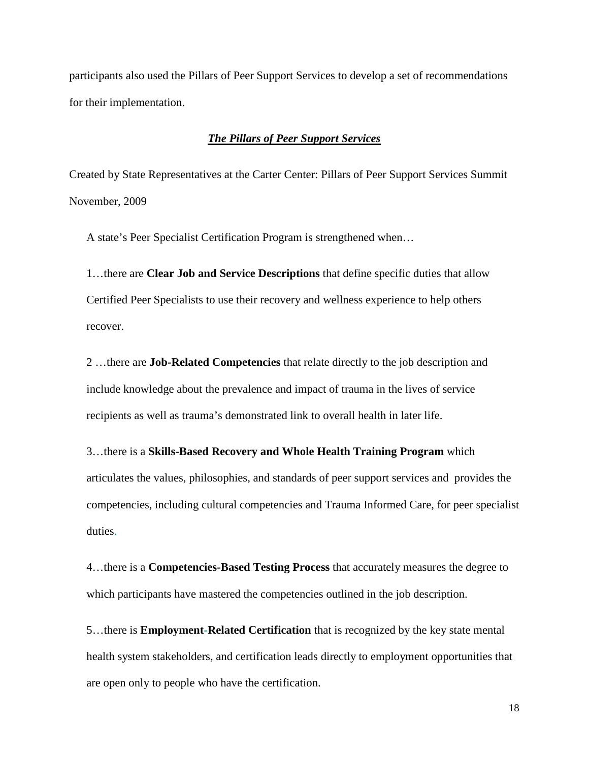participants also used the Pillars of Peer Support Services to develop a set of recommendations for their implementation.

### ***The Pillars of Peer Support Services***

Created by State Representatives at the Carter Center: Pillars of Peer Support Services Summit November, 2009

A state's Peer Specialist Certification Program is strengthened when…

1…there are **Clear Job and Service Descriptions** that define specific duties that allow Certified Peer Specialists to use their recovery and wellness experience to help others recover.

2 …there are **Job-Related Competencies** that relate directly to the job description and include knowledge about the prevalence and impact of trauma in the lives of service recipients as well as trauma's demonstrated link to overall health in later life.

3…there is a **Skills-Based Recovery and Whole Health Training Program** which articulates the values, philosophies, and standards of peer support services and provides the competencies, including cultural competencies and Trauma Informed Care, for peer specialist duties.

4…there is a **Competencies-Based Testing Process** that accurately measures the degree to which participants have mastered the competencies outlined in the job description.

5…there is **Employment-Related Certification** that is recognized by the key state mental health system stakeholders, and certification leads directly to employment opportunities that are open only to people who have the certification.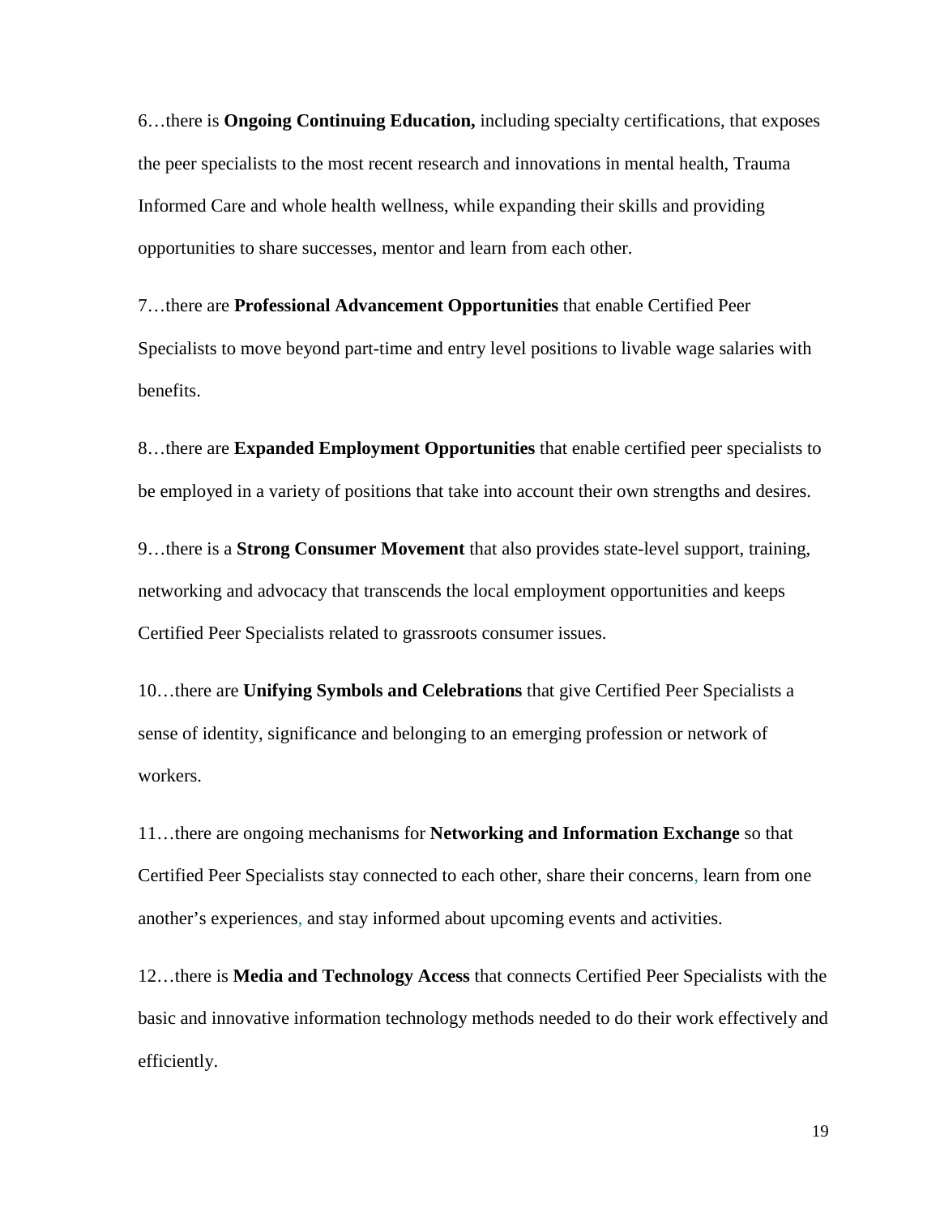6…there is **Ongoing Continuing Education,** including specialty certifications, that exposes the peer specialists to the most recent research and innovations in mental health, Trauma Informed Care and whole health wellness, while expanding their skills and providing opportunities to share successes, mentor and learn from each other.

7…there are **Professional Advancement Opportunities** that enable Certified Peer Specialists to move beyond part-time and entry level positions to livable wage salaries with benefits.

8…there are **Expanded Employment Opportunities** that enable certified peer specialists to be employed in a variety of positions that take into account their own strengths and desires.

9…there is a **Strong Consumer Movement** that also provides state-level support, training, networking and advocacy that transcends the local employment opportunities and keeps Certified Peer Specialists related to grassroots consumer issues.

10…there are **Unifying Symbols and Celebrations** that give Certified Peer Specialists a sense of identity, significance and belonging to an emerging profession or network of workers.

11…there are ongoing mechanisms for **Networking and Information Exchange** so that Certified Peer Specialists stay connected to each other, share their concerns, learn from one another's experiences, and stay informed about upcoming events and activities.

12…there is **Media and Technology Access** that connects Certified Peer Specialists with the basic and innovative information technology methods needed to do their work effectively and efficiently.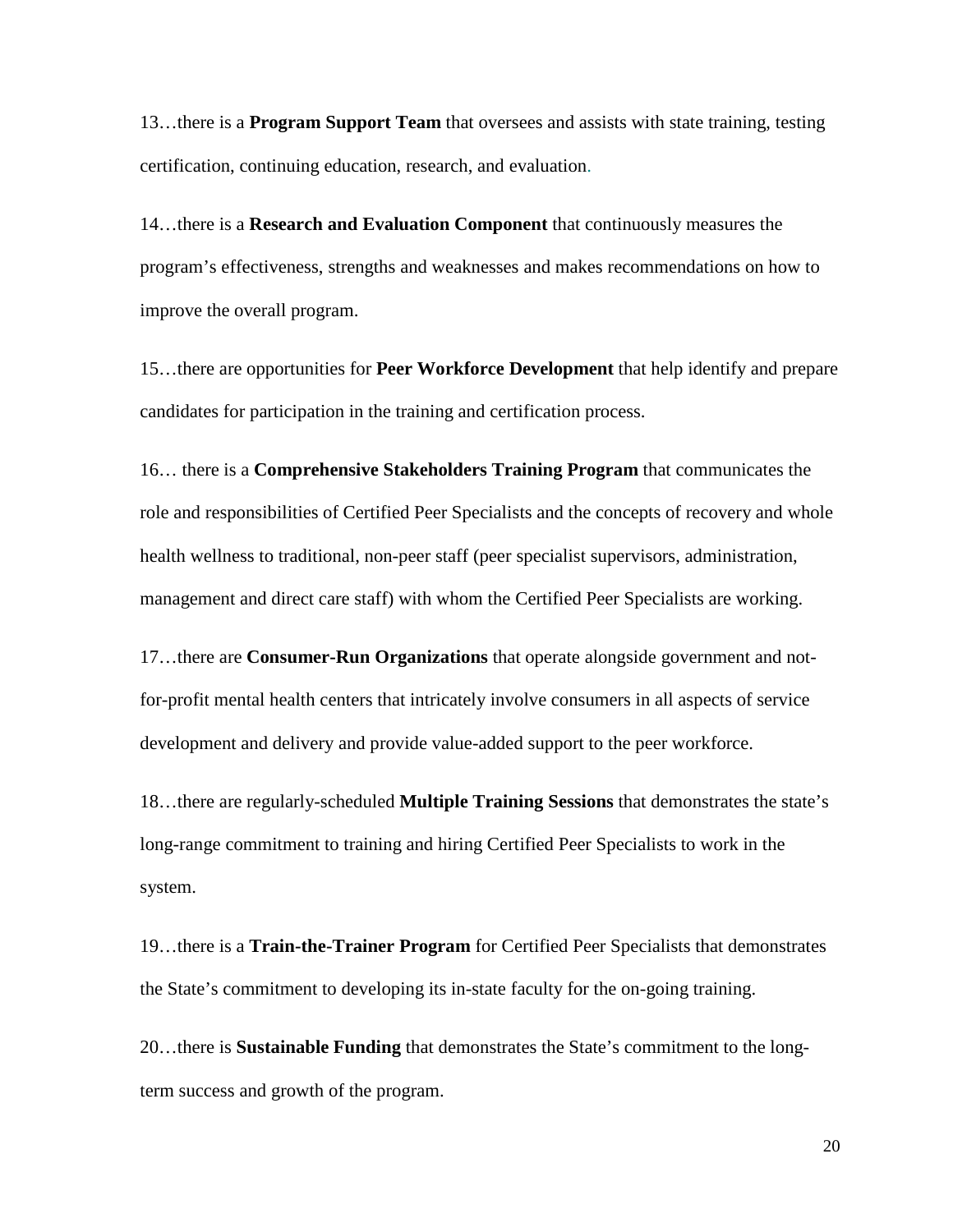13…there is a **Program Support Team** that oversees and assists with state training, testing certification, continuing education, research, and evaluation.

14…there is a **Research and Evaluation Component** that continuously measures the program's effectiveness, strengths and weaknesses and makes recommendations on how to improve the overall program.

15…there are opportunities for **Peer Workforce Development** that help identify and prepare candidates for participation in the training and certification process.

16… there is a **Comprehensive Stakeholders Training Program** that communicates the role and responsibilities of Certified Peer Specialists and the concepts of recovery and whole health wellness to traditional, non-peer staff (peer specialist supervisors, administration, management and direct care staff) with whom the Certified Peer Specialists are working.

17…there are **Consumer-Run Organizations** that operate alongside government and not-for-profit mental health centers that intricately involve consumers in all aspects of service development and delivery and provide value-added support to the peer workforce.

18…there are regularly-scheduled **Multiple Training Sessions** that demonstrates the state's long-range commitment to training and hiring Certified Peer Specialists to work in the system.

19…there is a **Train-the-Trainer Program** for Certified Peer Specialists that demonstrates the State's commitment to developing its in-state faculty for the on-going training.

20…there is **Sustainable Funding** that demonstrates the State's commitment to the long-term success and growth of the program.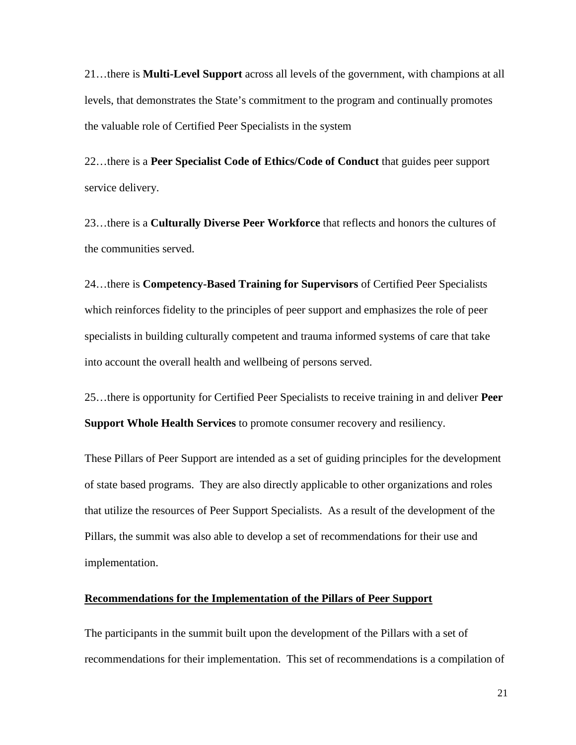21…there is **Multi-Level Support** across all levels of the government, with champions at all levels, that demonstrates the State's commitment to the program and continually promotes the valuable role of Certified Peer Specialists in the system

22…there is a **Peer Specialist Code of Ethics/Code of Conduct** that guides peer support service delivery.

23…there is a **Culturally Diverse Peer Workforce** that reflects and honors the cultures of the communities served.

24…there is **Competency-Based Training for Supervisors** of Certified Peer Specialists which reinforces fidelity to the principles of peer support and emphasizes the role of peer specialists in building culturally competent and trauma informed systems of care that take into account the overall health and wellbeing of persons served.

25…there is opportunity for Certified Peer Specialists to receive training in and deliver **Peer Support Whole Health Services** to promote consumer recovery and resiliency.

These Pillars of Peer Support are intended as a set of guiding principles for the development of state based programs. They are also directly applicable to other organizations and roles that utilize the resources of Peer Support Specialists. As a result of the development of the Pillars, the summit was also able to develop a set of recommendations for their use and implementation.

## Recommendations for the Implementation of the Pillars of Peer Support

The participants in the summit built upon the development of the Pillars with a set of recommendations for their implementation. This set of recommendations is a compilation of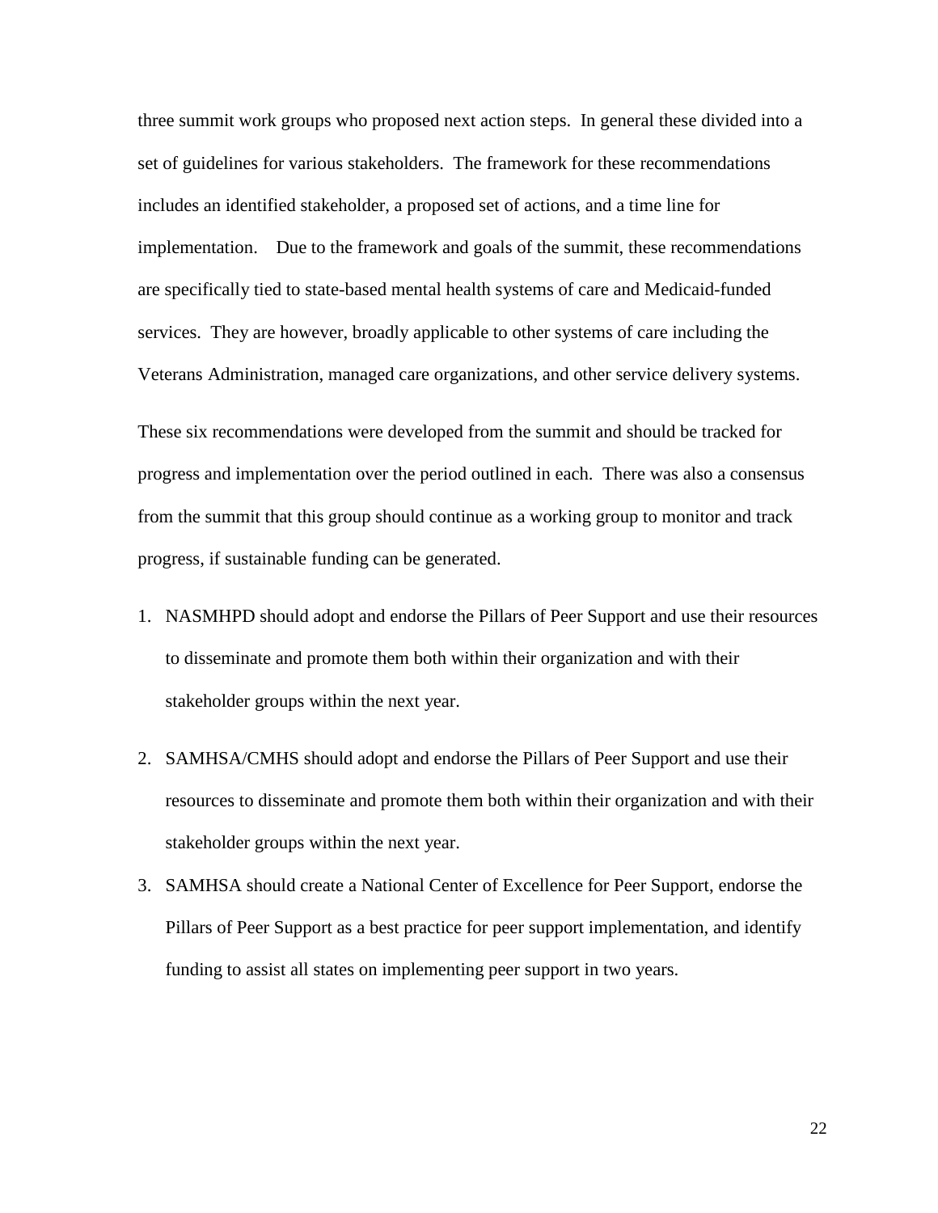three summit work groups who proposed next action steps. In general these divided into a set of guidelines for various stakeholders. The framework for these recommendations includes an identified stakeholder, a proposed set of actions, and a time line for implementation. Due to the framework and goals of the summit, these recommendations are specifically tied to state-based mental health systems of care and Medicaid-funded services. They are however, broadly applicable to other systems of care including the Veterans Administration, managed care organizations, and other service delivery systems.

These six recommendations were developed from the summit and should be tracked for progress and implementation over the period outlined in each. There was also a consensus from the summit that this group should continue as a working group to monitor and track progress, if sustainable funding can be generated.

1. NASMHPD should adopt and endorse the Pillars of Peer Support and use their resources to disseminate and promote them both within their organization and with their stakeholder groups within the next year.
2. SAMHSA/CMHS should adopt and endorse the Pillars of Peer Support and use their resources to disseminate and promote them both within their organization and with their stakeholder groups within the next year.
3. SAMHSA should create a National Center of Excellence for Peer Support, endorse the Pillars of Peer Support as a best practice for peer support implementation, and identify funding to assist all states on implementing peer support in two years.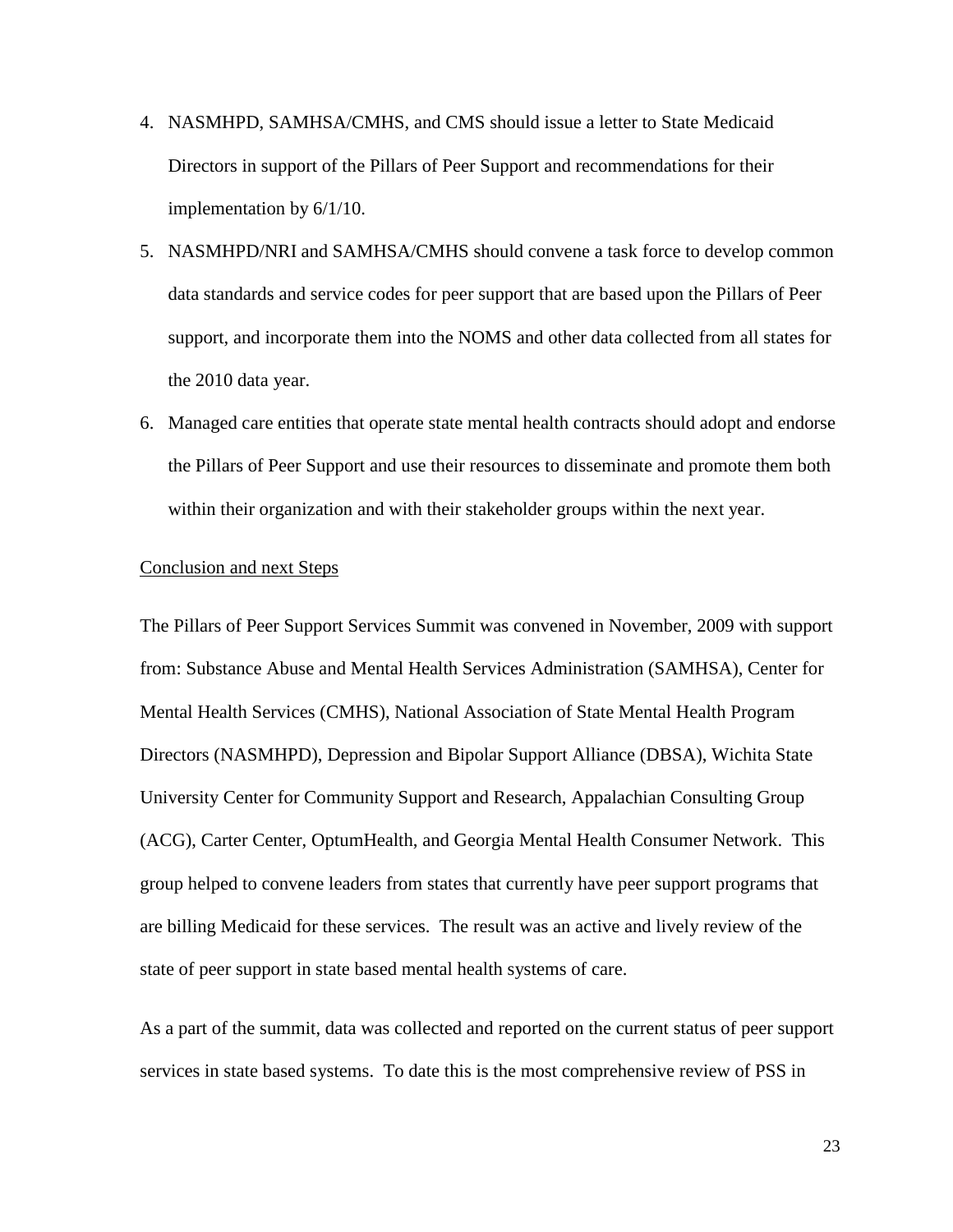4. NASMHPD, SAMHSA/CMHS, and CMS should issue a letter to State Medicaid Directors in support of the Pillars of Peer Support and recommendations for their implementation by 6/1/10.
5. NASMHPD/NRI and SAMHSA/CMHS should convene a task force to develop common data standards and service codes for peer support that are based upon the Pillars of Peer support, and incorporate them into the NOMS and other data collected from all states for the 2010 data year.
6. Managed care entities that operate state mental health contracts should adopt and endorse the Pillars of Peer Support and use their resources to disseminate and promote them both within their organization and with their stakeholder groups within the next year.

<u>Conclusion and next Steps</u>

The Pillars of Peer Support Services Summit was convened in November, 2009 with support from: Substance Abuse and Mental Health Services Administration (SAMHSA), Center for Mental Health Services (CMHS), National Association of State Mental Health Program Directors (NASMHPD), Depression and Bipolar Support Alliance (DBSA), Wichita State University Center for Community Support and Research, Appalachian Consulting Group (ACG), Carter Center, OptumHealth, and Georgia Mental Health Consumer Network. This group helped to convene leaders from states that currently have peer support programs that are billing Medicaid for these services. The result was an active and lively review of the state of peer support in state based mental health systems of care.

As a part of the summit, data was collected and reported on the current status of peer support services in state based systems. To date this is the most comprehensive review of PSS in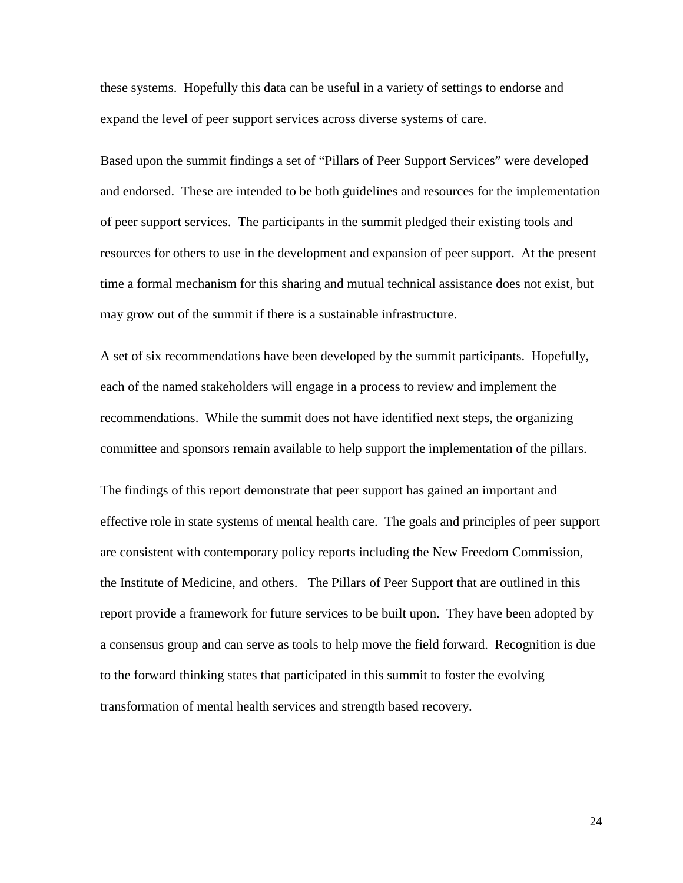these systems. Hopefully this data can be useful in a variety of settings to endorse and expand the level of peer support services across diverse systems of care.

Based upon the summit findings a set of "Pillars of Peer Support Services" were developed and endorsed. These are intended to be both guidelines and resources for the implementation of peer support services. The participants in the summit pledged their existing tools and resources for others to use in the development and expansion of peer support. At the present time a formal mechanism for this sharing and mutual technical assistance does not exist, but may grow out of the summit if there is a sustainable infrastructure.

A set of six recommendations have been developed by the summit participants. Hopefully, each of the named stakeholders will engage in a process to review and implement the recommendations. While the summit does not have identified next steps, the organizing committee and sponsors remain available to help support the implementation of the pillars.

The findings of this report demonstrate that peer support has gained an important and effective role in state systems of mental health care. The goals and principles of peer support are consistent with contemporary policy reports including the New Freedom Commission, the Institute of Medicine, and others. The Pillars of Peer Support that are outlined in this report provide a framework for future services to be built upon. They have been adopted by a consensus group and can serve as tools to help move the field forward. Recognition is due to the forward thinking states that participated in this summit to foster the evolving transformation of mental health services and strength based recovery.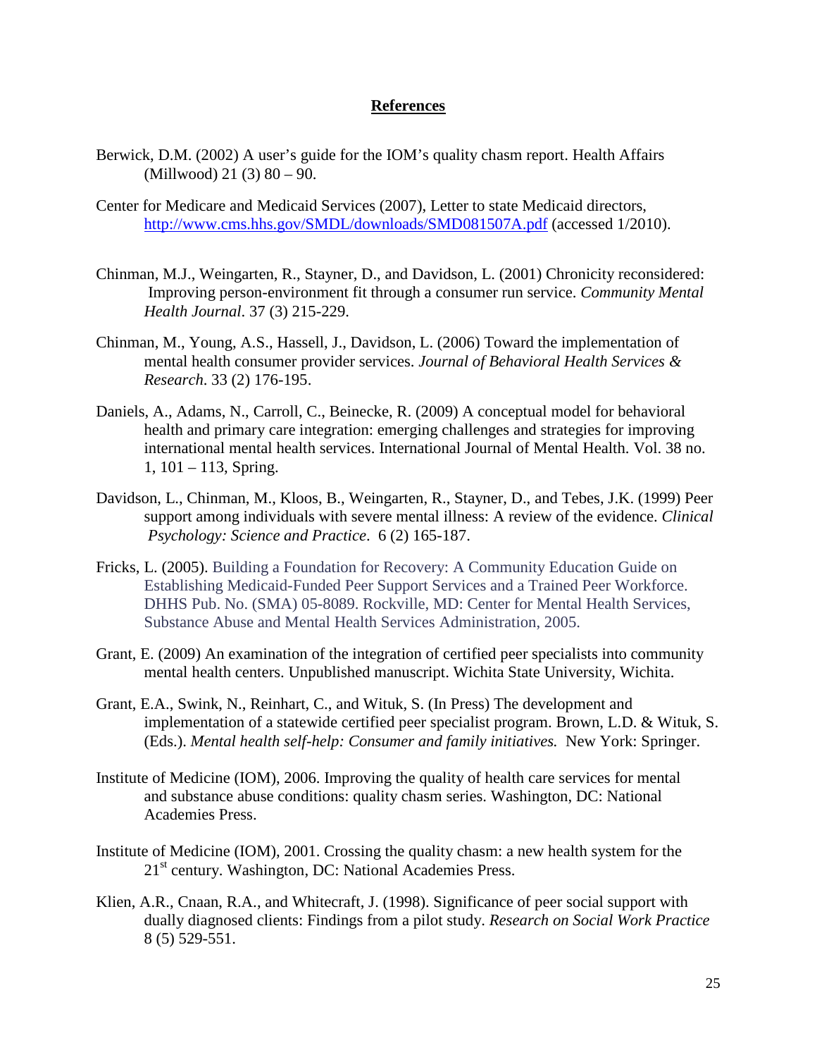## References

Berwick, D.M. (2002) A user's guide for the IOM's quality chasm report. Health Affairs (Millwood) 21 (3) 80 – 90.

Center for Medicare and Medicaid Services (2007), Letter to state Medicaid directors, http://www.cms.hhs.gov/SMDL/downloads/SMD081507A.pdf (accessed 1/2010).

Chinman, M.J., Weingarten, R., Stayner, D., and Davidson, L. (2001) Chronicity reconsidered: Improving person-environment fit through a consumer run service. *Community Mental Health Journal*. 37 (3) 215-229.

Chinman, M., Young, A.S., Hassell, J., Davidson, L. (2006) Toward the implementation of mental health consumer provider services. *Journal of Behavioral Health Services & Research*. 33 (2) 176-195.

Daniels, A., Adams, N., Carroll, C., Beinecke, R. (2009) A conceptual model for behavioral health and primary care integration: emerging challenges and strategies for improving international mental health services. International Journal of Mental Health. Vol. 38 no. 1, 101 – 113, Spring.

Davidson, L., Chinman, M., Kloos, B., Weingarten, R., Stayner, D., and Tebes, J.K. (1999) Peer support among individuals with severe mental illness: A review of the evidence. *Clinical Psychology: Science and Practice*. 6 (2) 165-187.

Fricks, L. (2005). Building a Foundation for Recovery: A Community Education Guide on Establishing Medicaid-Funded Peer Support Services and a Trained Peer Workforce. DHHS Pub. No. (SMA) 05-8089. Rockville, MD: Center for Mental Health Services, Substance Abuse and Mental Health Services Administration, 2005.

Grant, E. (2009) An examination of the integration of certified peer specialists into community mental health centers. Unpublished manuscript. Wichita State University, Wichita.

Grant, E.A., Swink, N., Reinhart, C., and Wituk, S. (In Press) The development and implementation of a statewide certified peer specialist program. Brown, L.D. & Wituk, S. (Eds.). *Mental health self-help: Consumer and family initiatives.* New York: Springer.

Institute of Medicine (IOM), 2006. Improving the quality of health care services for mental and substance abuse conditions: quality chasm series. Washington, DC: National Academies Press.

Institute of Medicine (IOM), 2001. Crossing the quality chasm: a new health system for the 21st century. Washington, DC: National Academies Press.

Klien, A.R., Cnaan, R.A., and Whitecraft, J. (1998). Significance of peer social support with dually diagnosed clients: Findings from a pilot study. *Research on Social Work Practice* 8 (5) 529-551.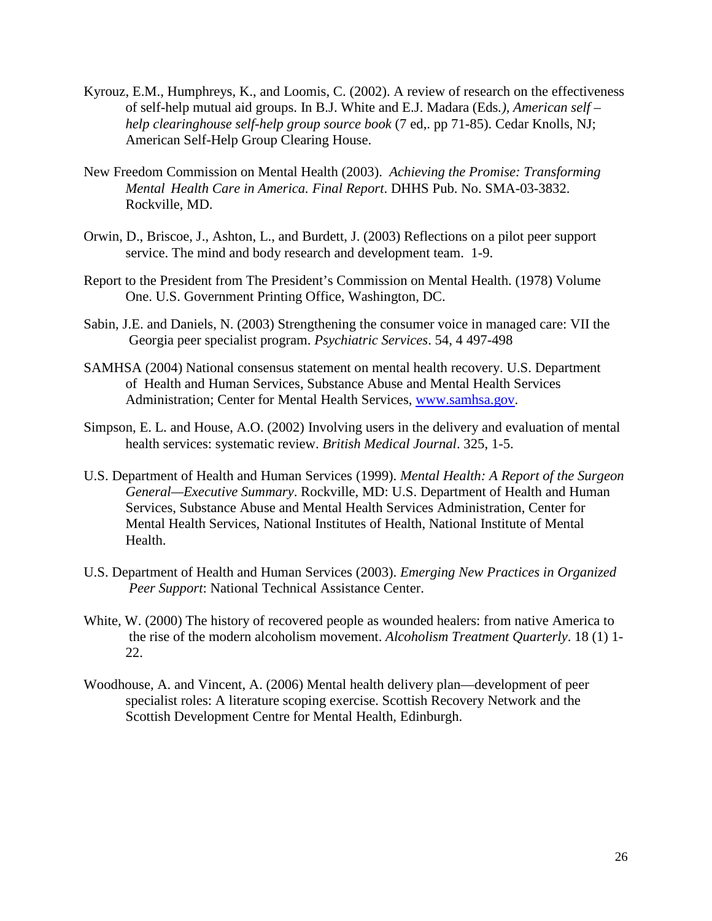Kyrouz, E.M., Humphreys, K., and Loomis, C. (2002). A review of research on the effectiveness of self-help mutual aid groups. In B.J. White and E.J. Madara (Eds.*)*, *American self – help clearinghouse self-help group source book* (7 ed,. pp 71-85). Cedar Knolls, NJ; American Self-Help Group Clearing House.

New Freedom Commission on Mental Health (2003). *Achieving the Promise: Transforming Mental Health Care in America. Final Report*. DHHS Pub. No. SMA-03-3832. Rockville, MD.

Orwin, D., Briscoe, J., Ashton, L., and Burdett, J. (2003) Reflections on a pilot peer support service. The mind and body research and development team. 1-9.

Report to the President from The President's Commission on Mental Health. (1978) Volume One. U.S. Government Printing Office, Washington, DC.

Sabin, J.E. and Daniels, N. (2003) Strengthening the consumer voice in managed care: VII the Georgia peer specialist program. *Psychiatric Services*. 54, 4 497-498

SAMHSA (2004) National consensus statement on mental health recovery. U.S. Department of Health and Human Services, Substance Abuse and Mental Health Services Administration; Center for Mental Health Services, [www.samhsa.gov](http://www.samhsa.gov).

Simpson, E. L. and House, A.O. (2002) Involving users in the delivery and evaluation of mental health services: systematic review. *British Medical Journal*. 325, 1-5.

U.S. Department of Health and Human Services (1999). *Mental Health: A Report of the Surgeon General—Executive Summary*. Rockville, MD: U.S. Department of Health and Human Services, Substance Abuse and Mental Health Services Administration, Center for Mental Health Services, National Institutes of Health, National Institute of Mental Health.

U.S. Department of Health and Human Services (2003). *Emerging New Practices in Organized Peer Support*: National Technical Assistance Center.

White, W. (2000) The history of recovered people as wounded healers: from native America to the rise of the modern alcoholism movement. *Alcoholism Treatment Quarterly*. 18 (1) 1-22.

Woodhouse, A. and Vincent, A. (2006) Mental health delivery plan—development of peer specialist roles: A literature scoping exercise. Scottish Recovery Network and the Scottish Development Centre for Mental Health, Edinburgh.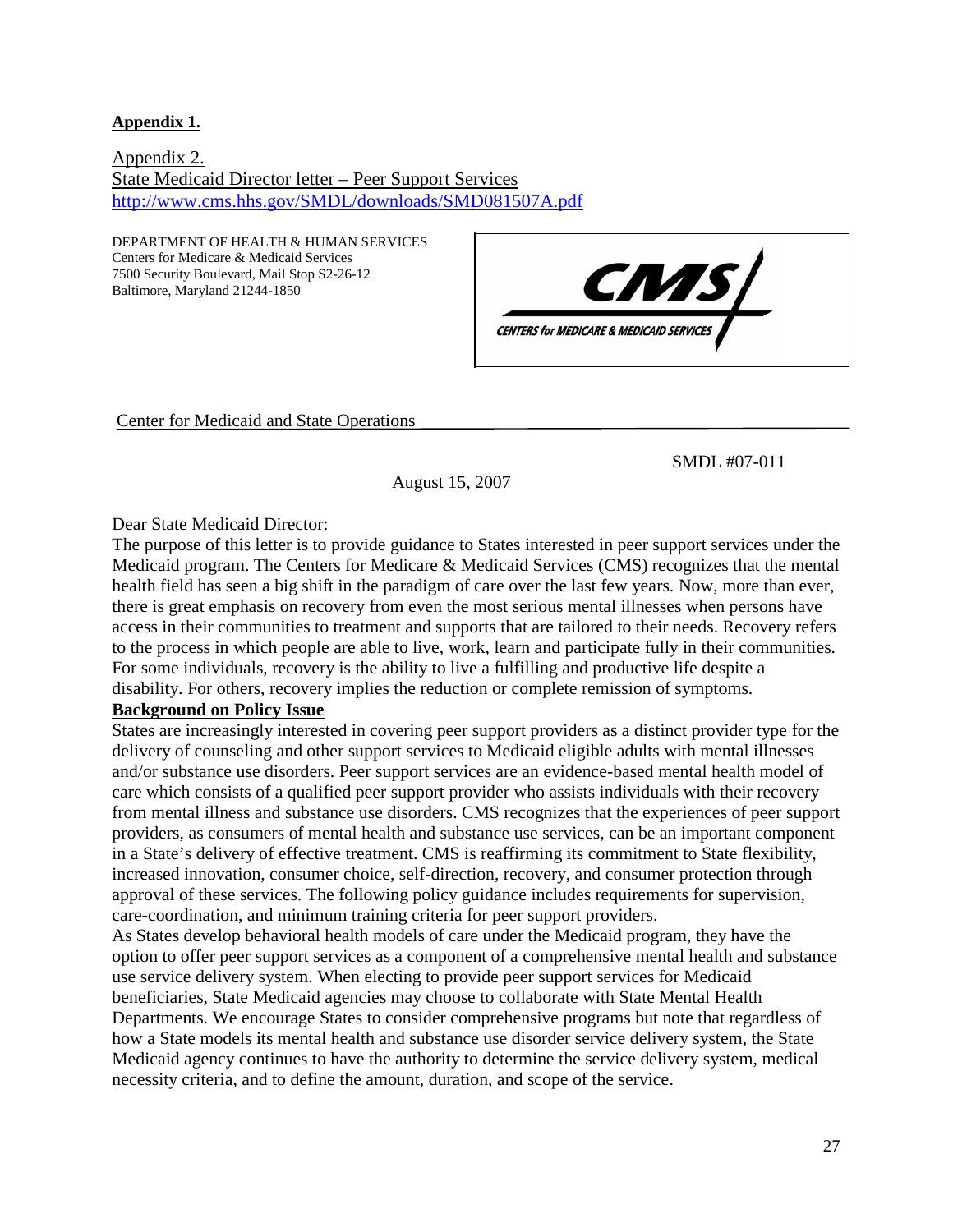**Appendix 1.**

Appendix 2.
State Medicaid Director letter – Peer Support Services
http://www.cms.hhs.gov/SMDL/downloads/SMD081507A.pdf

DEPARTMENT OF HEALTH & HUMAN SERVICES
Centers for Medicare & Medicaid Services
7500 Security Boulevard, Mail Stop S2-26-12
Baltimore, Maryland 21244-1850

CMS
CENTERS for MEDICARE & MEDICAID SERVICES

Center for Medicaid and State Operations

SMDL #07-011

August 15, 2007

Dear State Medicaid Director:

The purpose of this letter is to provide guidance to States interested in peer support services under the Medicaid program. The Centers for Medicare & Medicaid Services (CMS) recognizes that the mental health field has seen a big shift in the paradigm of care over the last few years. Now, more than ever, there is great emphasis on recovery from even the most serious mental illnesses when persons have access in their communities to treatment and supports that are tailored to their needs. Recovery refers to the process in which people are able to live, work, learn and participate fully in their communities. For some individuals, recovery is the ability to live a fulfilling and productive life despite a disability. For others, recovery implies the reduction or complete remission of symptoms.

**Background on Policy Issue**

States are increasingly interested in covering peer support providers as a distinct provider type for the delivery of counseling and other support services to Medicaid eligible adults with mental illnesses and/or substance use disorders. Peer support services are an evidence-based mental health model of care which consists of a qualified peer support provider who assists individuals with their recovery from mental illness and substance use disorders. CMS recognizes that the experiences of peer support providers, as consumers of mental health and substance use services, can be an important component in a State's delivery of effective treatment. CMS is reaffirming its commitment to State flexibility, increased innovation, consumer choice, self-direction, recovery, and consumer protection through approval of these services. The following policy guidance includes requirements for supervision, care-coordination, and minimum training criteria for peer support providers.

As States develop behavioral health models of care under the Medicaid program, they have the option to offer peer support services as a component of a comprehensive mental health and substance use service delivery system. When electing to provide peer support services for Medicaid beneficiaries, State Medicaid agencies may choose to collaborate with State Mental Health Departments. We encourage States to consider comprehensive programs but note that regardless of how a State models its mental health and substance use disorder service delivery system, the State Medicaid agency continues to have the authority to determine the service delivery system, medical necessity criteria, and to define the amount, duration, and scope of the service.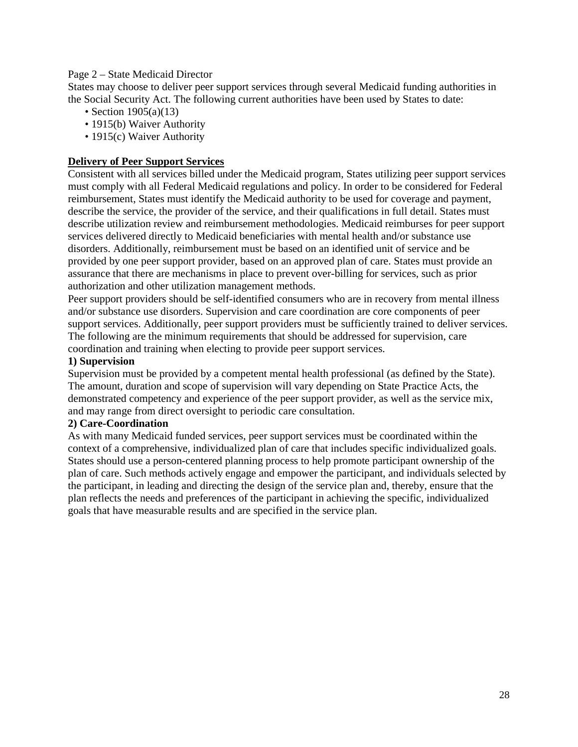Page 2 – State Medicaid Director

States may choose to deliver peer support services through several Medicaid funding authorities in the Social Security Act. The following current authorities have been used by States to date:

- Section 1905(a)(13)
- 1915(b) Waiver Authority
- 1915(c) Waiver Authority

**Delivery of Peer Support Services**

Consistent with all services billed under the Medicaid program, States utilizing peer support services must comply with all Federal Medicaid regulations and policy. In order to be considered for Federal reimbursement, States must identify the Medicaid authority to be used for coverage and payment, describe the service, the provider of the service, and their qualifications in full detail. States must describe utilization review and reimbursement methodologies. Medicaid reimburses for peer support services delivered directly to Medicaid beneficiaries with mental health and/or substance use disorders. Additionally, reimbursement must be based on an identified unit of service and be provided by one peer support provider, based on an approved plan of care. States must provide an assurance that there are mechanisms in place to prevent over-billing for services, such as prior authorization and other utilization management methods.

Peer support providers should be self-identified consumers who are in recovery from mental illness and/or substance use disorders. Supervision and care coordination are core components of peer support services. Additionally, peer support providers must be sufficiently trained to deliver services. The following are the minimum requirements that should be addressed for supervision, care coordination and training when electing to provide peer support services.

**1) Supervision**

Supervision must be provided by a competent mental health professional (as defined by the State). The amount, duration and scope of supervision will vary depending on State Practice Acts, the demonstrated competency and experience of the peer support provider, as well as the service mix, and may range from direct oversight to periodic care consultation.

**2) Care-Coordination**

As with many Medicaid funded services, peer support services must be coordinated within the context of a comprehensive, individualized plan of care that includes specific individualized goals. States should use a person-centered planning process to help promote participant ownership of the plan of care. Such methods actively engage and empower the participant, and individuals selected by the participant, in leading and directing the design of the service plan and, thereby, ensure that the plan reflects the needs and preferences of the participant in achieving the specific, individualized goals that have measurable results and are specified in the service plan.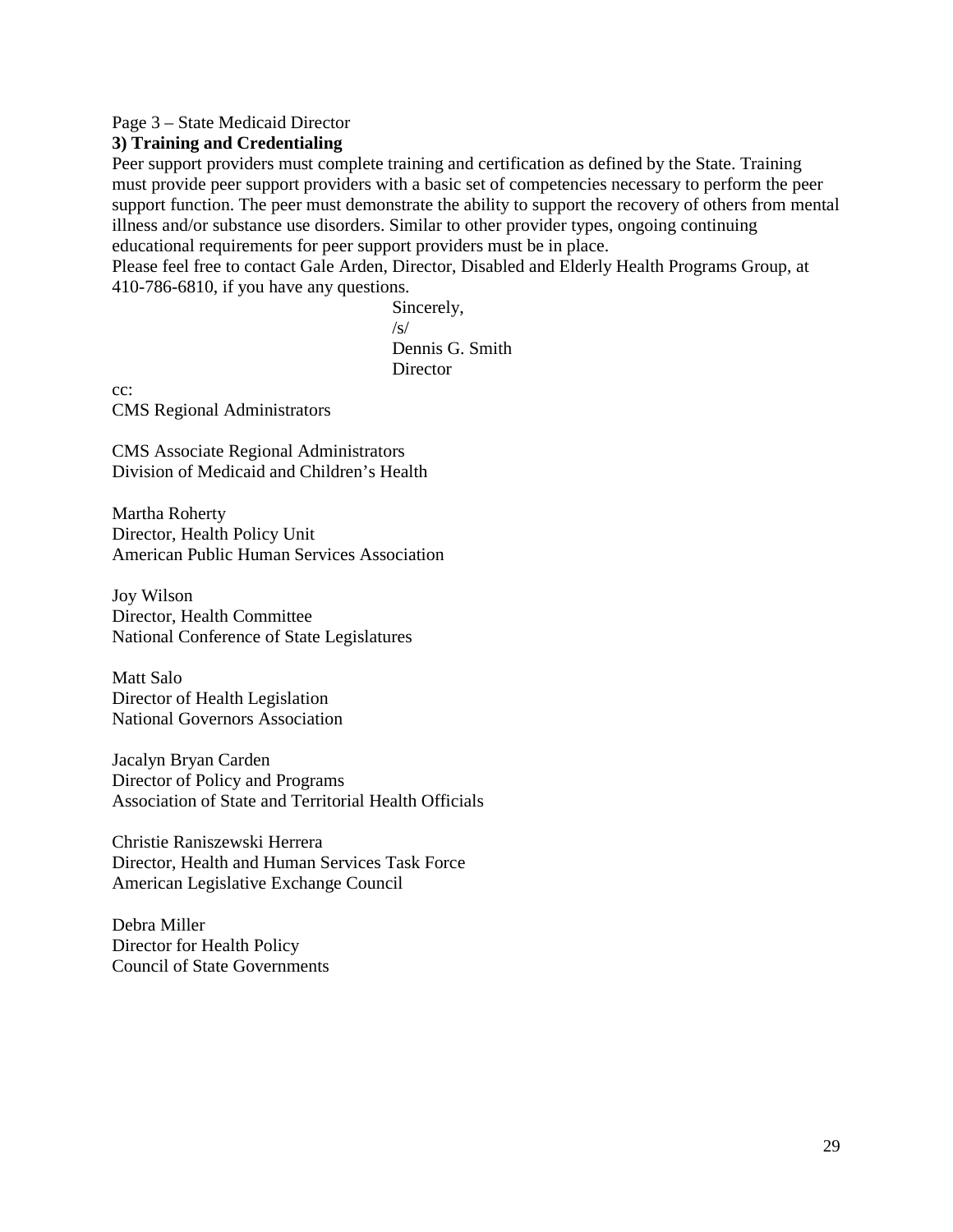Page 3 – State Medicaid Director

**3) Training and Credentialing**

Peer support providers must complete training and certification as defined by the State. Training must provide peer support providers with a basic set of competencies necessary to perform the peer support function. The peer must demonstrate the ability to support the recovery of others from mental illness and/or substance use disorders. Similar to other provider types, ongoing continuing educational requirements for peer support providers must be in place.

Please feel free to contact Gale Arden, Director, Disabled and Elderly Health Programs Group, at 410-786-6810, if you have any questions.

Sincerely,
/s/
Dennis G. Smith
Director

cc:
CMS Regional Administrators

CMS Associate Regional Administrators
Division of Medicaid and Children's Health

Martha Roherty
Director, Health Policy Unit
American Public Human Services Association

Joy Wilson
Director, Health Committee
National Conference of State Legislatures

Matt Salo
Director of Health Legislation
National Governors Association

Jacalyn Bryan Carden
Director of Policy and Programs
Association of State and Territorial Health Officials

Christie Raniszewski Herrera
Director, Health and Human Services Task Force
American Legislative Exchange Council

Debra Miller
Director for Health Policy
Council of State Governments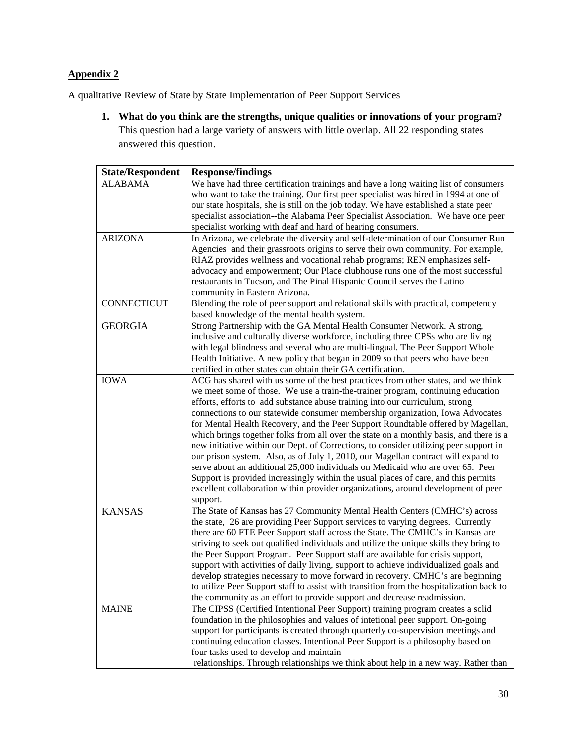**Appendix 2**

A qualitative Review of State by State Implementation of Peer Support Services

1. **What do you think are the strengths, unique qualities or innovations of your program?** This question had a large variety of answers with little overlap. All 22 responding states answered this question.

| State/Respondent | Response/findings |
|---|---|
| ALABAMA | We have had three certification trainings and have a long waiting list of consumers who want to take the training. Our first peer specialist was hired in 1994 at one of our state hospitals, she is still on the job today. We have established a state peer specialist association--the Alabama Peer Specialist Association. We have one peer specialist working with deaf and hard of hearing consumers. |
| ARIZONA | In Arizona, we celebrate the diversity and self-determination of our Consumer Run Agencies and their grassroots origins to serve their own community. For example, RIAZ provides wellness and vocational rehab programs; REN emphasizes self-advocacy and empowerment; Our Place clubhouse runs one of the most successful restaurants in Tucson, and The Pinal Hispanic Council serves the Latino community in Eastern Arizona. |
| CONNECTICUT | Blending the role of peer support and relational skills with practical, competency based knowledge of the mental health system. |
| GEORGIA | Strong Partnership with the GA Mental Health Consumer Network. A strong, inclusive and culturally diverse workforce, including three CPSs who are living with legal blindness and several who are multi-lingual. The Peer Support Whole Health Initiative. A new policy that began in 2009 so that peers who have been certified in other states can obtain their GA certification. |
| IOWA | ACG has shared with us some of the best practices from other states, and we think we meet some of those. We use a train-the-trainer program, continuing education efforts, efforts to add substance abuse training into our curriculum, strong connections to our statewide consumer membership organization, Iowa Advocates for Mental Health Recovery, and the Peer Support Roundtable offered by Magellan, which brings together folks from all over the state on a monthly basis, and there is a new initiative within our Dept. of Corrections, to consider utilizing peer support in our prison system. Also, as of July 1, 2010, our Magellan contract will expand to serve about an additional 25,000 individuals on Medicaid who are over 65. Peer Support is provided increasingly within the usual places of care, and this permits excellent collaboration within provider organizations, around development of peer support. |
| KANSAS | The State of Kansas has 27 Community Mental Health Centers (CMHC's) across the state, 26 are providing Peer Support services to varying degrees. Currently there are 60 FTE Peer Support staff across the State. The CMHC's in Kansas are striving to seek out qualified individuals and utilize the unique skills they bring to the Peer Support Program. Peer Support staff are available for crisis support, support with activities of daily living, support to achieve individualized goals and develop strategies necessary to move forward in recovery. CMHC's are beginning to utilize Peer Support staff to assist with transition from the hospitalization back to the community as an effort to provide support and decrease readmission. |
| MAINE | The CIPSS (Certified Intentional Peer Support) training program creates a solid foundation in the philosophies and values of intetional peer support. On-going support for participants is created through quarterly co-supervision meetings and continuing education classes. Intentional Peer Support is a philosophy based on four tasks used to develop and maintain relationships. Through relationships we think about help in a new way. Rather than |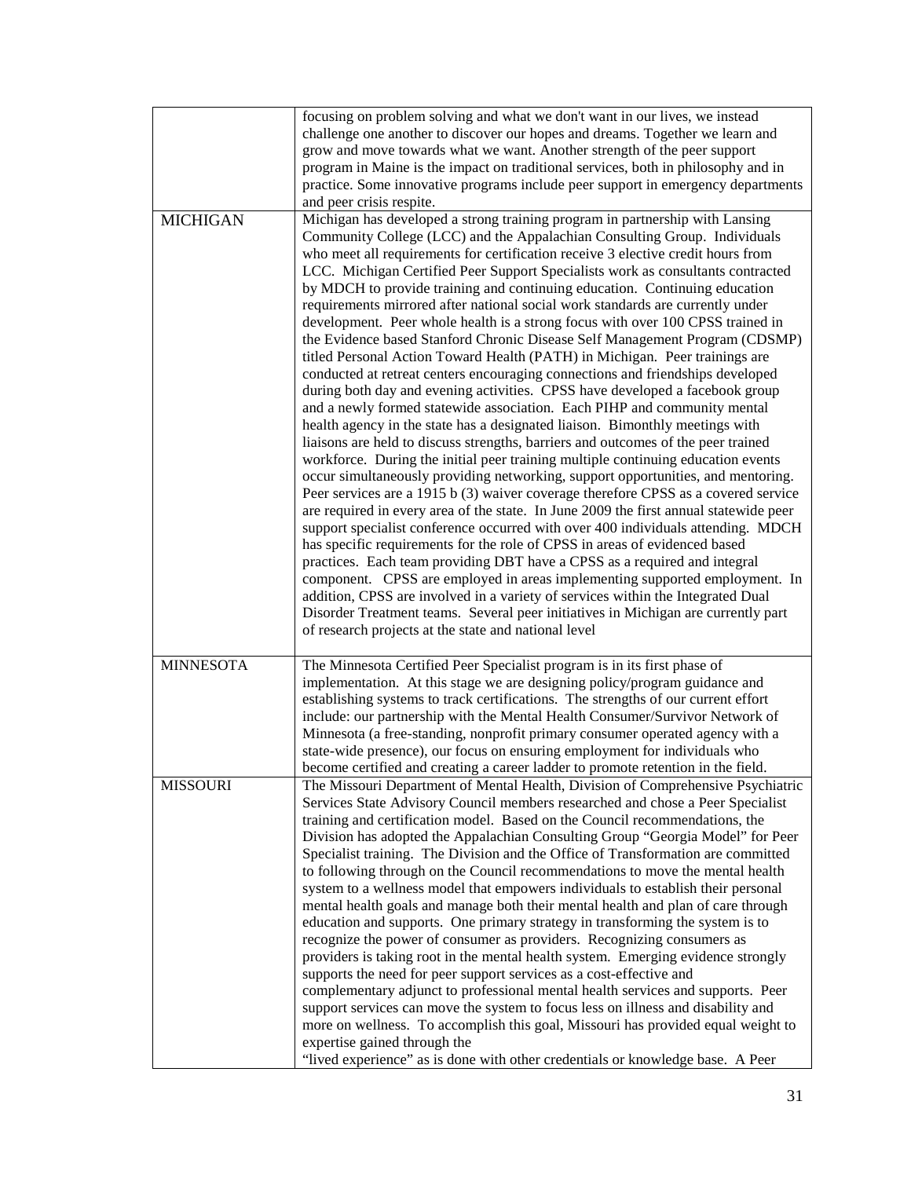|  |  |
| --- | --- |
|  | focusing on problem solving and what we don't want in our lives, we instead challenge one another to discover our hopes and dreams. Together we learn and grow and move towards what we want. Another strength of the peer support program in Maine is the impact on traditional services, both in philosophy and in practice. Some innovative programs include peer support in emergency departments and peer crisis respite. |
| MICHIGAN | Michigan has developed a strong training program in partnership with Lansing Community College (LCC) and the Appalachian Consulting Group. Individuals who meet all requirements for certification receive 3 elective credit hours from LCC. Michigan Certified Peer Support Specialists work as consultants contracted by MDCH to provide training and continuing education. Continuing education requirements mirrored after national social work standards are currently under development. Peer whole health is a strong focus with over 100 CPSS trained in the Evidence based Stanford Chronic Disease Self Management Program (CDSMP) titled Personal Action Toward Health (PATH) in Michigan. Peer trainings are conducted at retreat centers encouraging connections and friendships developed during both day and evening activities. CPSS have developed a facebook group and a newly formed statewide association. Each PIHP and community mental health agency in the state has a designated liaison. Bimonthly meetings with liaisons are held to discuss strengths, barriers and outcomes of the peer trained workforce. During the initial peer training multiple continuing education events occur simultaneously providing networking, support opportunities, and mentoring. Peer services are a 1915 b (3) waiver coverage therefore CPSS as a covered service are required in every area of the state. In June 2009 the first annual statewide peer support specialist conference occurred with over 400 individuals attending. MDCH has specific requirements for the role of CPSS in areas of evidenced based practices. Each team providing DBT have a CPSS as a required and integral component. CPSS are employed in areas implementing supported employment. In addition, CPSS are involved in a variety of services within the Integrated Dual Disorder Treatment teams. Several peer initiatives in Michigan are currently part of research projects at the state and national level |
| MINNESOTA | The Minnesota Certified Peer Specialist program is in its first phase of implementation. At this stage we are designing policy/program guidance and establishing systems to track certifications. The strengths of our current effort include: our partnership with the Mental Health Consumer/Survivor Network of Minnesota (a free-standing, nonprofit primary consumer operated agency with a state-wide presence), our focus on ensuring employment for individuals who become certified and creating a career ladder to promote retention in the field. |
| MISSOURI | The Missouri Department of Mental Health, Division of Comprehensive Psychiatric Services State Advisory Council members researched and chose a Peer Specialist training and certification model. Based on the Council recommendations, the Division has adopted the Appalachian Consulting Group "Georgia Model" for Peer Specialist training. The Division and the Office of Transformation are committed to following through on the Council recommendations to move the mental health system to a wellness model that empowers individuals to establish their personal mental health goals and manage both their mental health and plan of care through education and supports. One primary strategy in transforming the system is to recognize the power of consumer as providers. Recognizing consumers as providers is taking root in the mental health system. Emerging evidence strongly supports the need for peer support services as a cost-effective and complementary adjunct to professional mental health services and supports. Peer support services can move the system to focus less on illness and disability and more on wellness. To accomplish this goal, Missouri has provided equal weight to expertise gained through the "lived experience" as is done with other credentials or knowledge base. A Peer |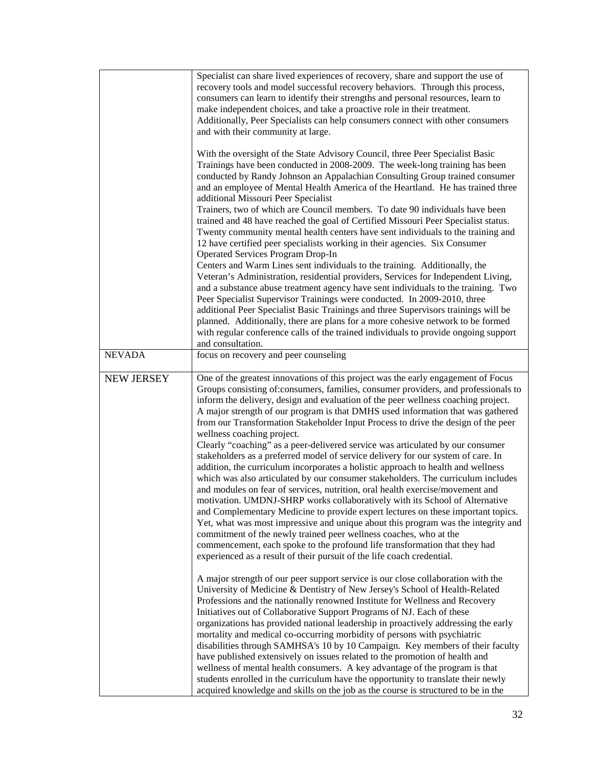| | |
|---|---|
| | Specialist can share lived experiences of recovery, share and support the use of recovery tools and model successful recovery behaviors. Through this process, consumers can learn to identify their strengths and personal resources, learn to make independent choices, and take a proactive role in their treatment. Additionally, Peer Specialists can help consumers connect with other consumers and with their community at large.<br><br>With the oversight of the State Advisory Council, three Peer Specialist Basic Trainings have been conducted in 2008-2009. The week-long training has been conducted by Randy Johnson an Appalachian Consulting Group trained consumer and an employee of Mental Health America of the Heartland. He has trained three additional Missouri Peer Specialist<br>Trainers, two of which are Council members. To date 90 individuals have been trained and 48 have reached the goal of Certified Missouri Peer Specialist status. Twenty community mental health centers have sent individuals to the training and 12 have certified peer specialists working in their agencies. Six Consumer Operated Services Program Drop-In<br>Centers and Warm Lines sent individuals to the training. Additionally, the Veteran's Administration, residential providers, Services for Independent Living, and a substance abuse treatment agency have sent individuals to the training. Two Peer Specialist Supervisor Trainings were conducted. In 2009-2010, three additional Peer Specialist Basic Trainings and three Supervisors trainings will be planned. Additionally, there are plans for a more cohesive network to be formed with regular conference calls of the trained individuals to provide ongoing support and consultation. |
| NEVADA | focus on recovery and peer counseling |
| NEW JERSEY | One of the greatest innovations of this project was the early engagement of Focus Groups consisting of:consumers, families, consumer providers, and professionals to inform the delivery, design and evaluation of the peer wellness coaching project. A major strength of our program is that DMHS used information that was gathered from our Transformation Stakeholder Input Process to drive the design of the peer wellness coaching project.<br>Clearly "coaching" as a peer-delivered service was articulated by our consumer stakeholders as a preferred model of service delivery for our system of care. In addition, the curriculum incorporates a holistic approach to health and wellness which was also articulated by our consumer stakeholders. The curriculum includes and modules on fear of services, nutrition, oral health exercise/movement and motivation. UMDNJ-SHRP works collaboratively with its School of Alternative and Complementary Medicine to provide expert lectures on these important topics. Yet, what was most impressive and unique about this program was the integrity and commitment of the newly trained peer wellness coaches, who at the commencement, each spoke to the profound life transformation that they had experienced as a result of their pursuit of the life coach credential.<br><br>A major strength of our peer support service is our close collaboration with the University of Medicine & Dentistry of New Jersey's School of Health-Related Professions and the nationally renowned Institute for Wellness and Recovery Initiatives out of Collaborative Support Programs of NJ. Each of these organizations has provided national leadership in proactively addressing the early mortality and medical co-occurring morbidity of persons with psychiatric disabilities through SAMHSA's 10 by 10 Campaign. Key members of their faculty have published extensively on issues related to the promotion of health and wellness of mental health consumers. A key advantage of the program is that students enrolled in the curriculum have the opportunity to translate their newly acquired knowledge and skills on the job as the course is structured to be in the |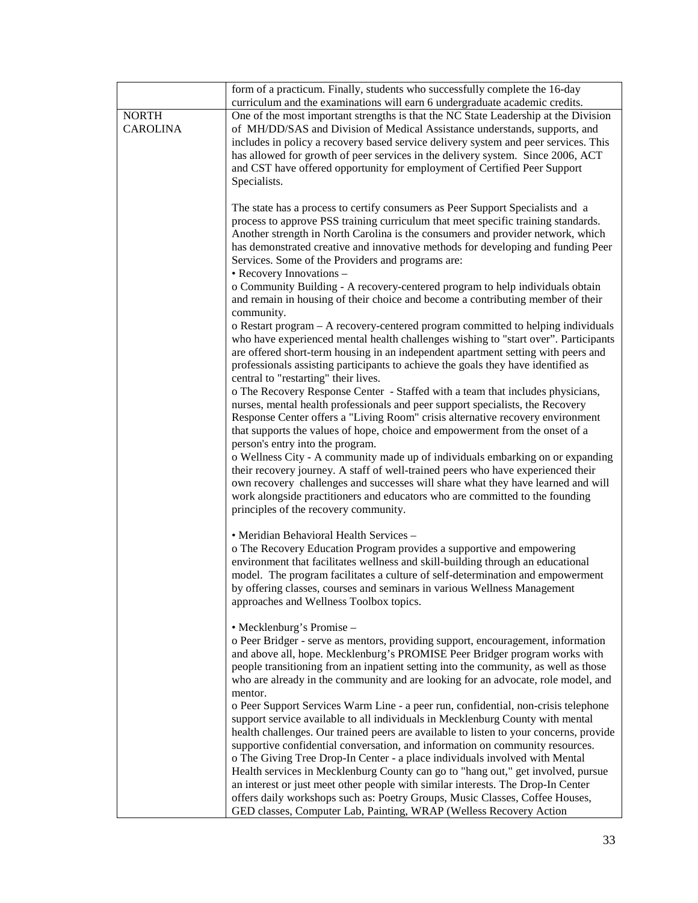| | |
|---|---|
| | form of a practicum. Finally, students who successfully complete the 16-day curriculum and the examinations will earn 6 undergraduate academic credits. |
| NORTH CAROLINA | One of the most important strengths is that the NC State Leadership at the Division of MH/DD/SAS and Division of Medical Assistance understands, supports, and includes in policy a recovery based service delivery system and peer services. This has allowed for growth of peer services in the delivery system. Since 2006, ACT and CST have offered opportunity for employment of Certified Peer Support Specialists.<br><br>The state has a process to certify consumers as Peer Support Specialists and a process to approve PSS training curriculum that meet specific training standards. Another strength in North Carolina is the consumers and provider network, which has demonstrated creative and innovative methods for developing and funding Peer Services. Some of the Providers and programs are:<br>• Recovery Innovations –<br>o Community Building - A recovery-centered program to help individuals obtain and remain in housing of their choice and become a contributing member of their community.<br>o Restart program – A recovery-centered program committed to helping individuals who have experienced mental health challenges wishing to "start over". Participants are offered short-term housing in an independent apartment setting with peers and professionals assisting participants to achieve the goals they have identified as central to "restarting" their lives.<br>o The Recovery Response Center - Staffed with a team that includes physicians, nurses, mental health professionals and peer support specialists, the Recovery Response Center offers a "Living Room" crisis alternative recovery environment that supports the values of hope, choice and empowerment from the onset of a person's entry into the program.<br>o Wellness City - A community made up of individuals embarking on or expanding their recovery journey. A staff of well-trained peers who have experienced their own recovery challenges and successes will share what they have learned and will work alongside practitioners and educators who are committed to the founding principles of the recovery community.<br><br>• Meridian Behavioral Health Services –<br>o The Recovery Education Program provides a supportive and empowering environment that facilitates wellness and skill-building through an educational model. The program facilitates a culture of self-determination and empowerment by offering classes, courses and seminars in various Wellness Management approaches and Wellness Toolbox topics.<br><br>• Mecklenburg's Promise –<br>o Peer Bridger - serve as mentors, providing support, encouragement, information and above all, hope. Mecklenburg's PROMISE Peer Bridger program works with people transitioning from an inpatient setting into the community, as well as those who are already in the community and are looking for an advocate, role model, and mentor.<br>o Peer Support Services Warm Line - a peer run, confidential, non-crisis telephone support service available to all individuals in Mecklenburg County with mental health challenges. Our trained peers are available to listen to your concerns, provide supportive confidential conversation, and information on community resources.<br>o The Giving Tree Drop-In Center - a place individuals involved with Mental Health services in Mecklenburg County can go to "hang out," get involved, pursue an interest or just meet other people with similar interests. The Drop-In Center offers daily workshops such as: Poetry Groups, Music Classes, Coffee Houses, GED classes, Computer Lab, Painting, WRAP (Welless Recovery Action |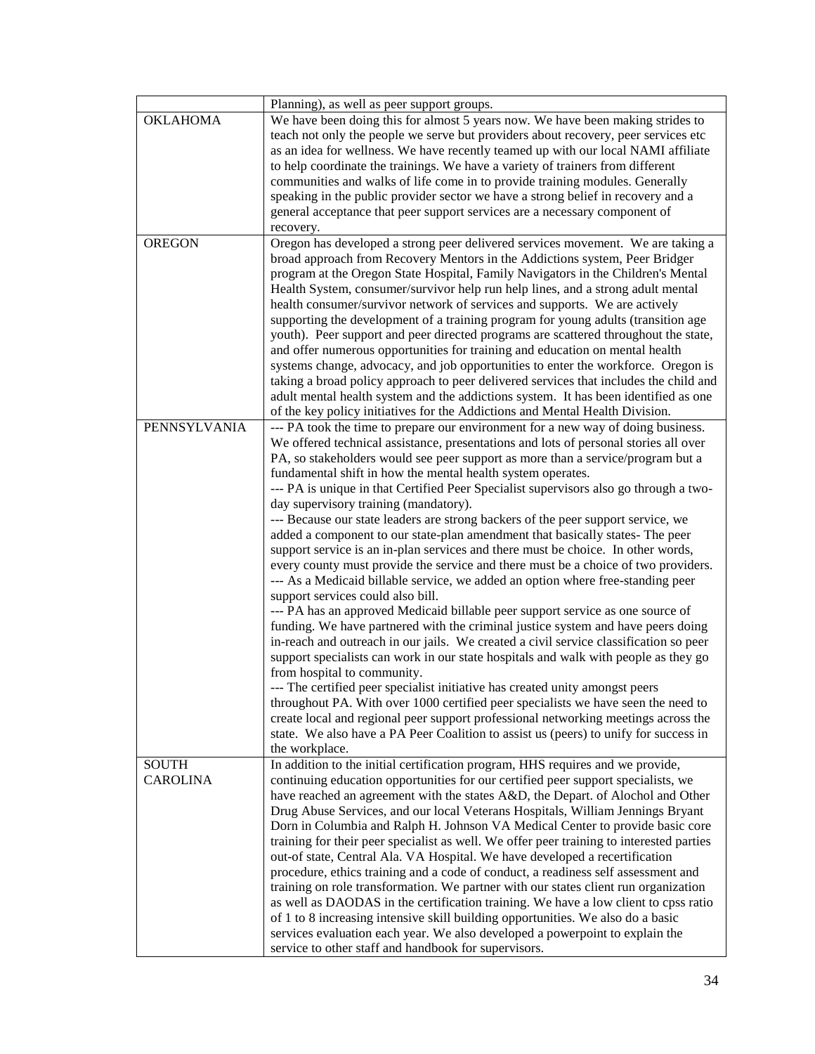| | |
|---|---|
| | Planning), as well as peer support groups. |
| OKLAHOMA | We have been doing this for almost 5 years now. We have been making strides to teach not only the people we serve but providers about recovery, peer services etc as an idea for wellness. We have recently teamed up with our local NAMI affiliate to help coordinate the trainings. We have a variety of trainers from different communities and walks of life come in to provide training modules. Generally speaking in the public provider sector we have a strong belief in recovery and a general acceptance that peer support services are a necessary component of recovery. |
| OREGON | Oregon has developed a strong peer delivered services movement. We are taking a broad approach from Recovery Mentors in the Addictions system, Peer Bridger program at the Oregon State Hospital, Family Navigators in the Children's Mental Health System, consumer/survivor help run help lines, and a strong adult mental health consumer/survivor network of services and supports. We are actively supporting the development of a training program for young adults (transition age youth). Peer support and peer directed programs are scattered throughout the state, and offer numerous opportunities for training and education on mental health systems change, advocacy, and job opportunities to enter the workforce. Oregon is taking a broad policy approach to peer delivered services that includes the child and adult mental health system and the addictions system. It has been identified as one of the key policy initiatives for the Addictions and Mental Health Division. |
| PENNSYLVANIA | --- PA took the time to prepare our environment for a new way of doing business. We offered technical assistance, presentations and lots of personal stories all over PA, so stakeholders would see peer support as more than a service/program but a fundamental shift in how the mental health system operates.<br>--- PA is unique in that Certified Peer Specialist supervisors also go through a two-day supervisory training (mandatory).<br>--- Because our state leaders are strong backers of the peer support service, we added a component to our state-plan amendment that basically states- The peer support service is an in-plan services and there must be choice. In other words, every county must provide the service and there must be a choice of two providers.<br>--- As a Medicaid billable service, we added an option where free-standing peer support services could also bill.<br>--- PA has an approved Medicaid billable peer support service as one source of funding. We have partnered with the criminal justice system and have peers doing in-reach and outreach in our jails. We created a civil service classification so peer support specialists can work in our state hospitals and walk with people as they go from hospital to community.<br>--- The certified peer specialist initiative has created unity amongst peers throughout PA. With over 1000 certified peer specialists we have seen the need to create local and regional peer support professional networking meetings across the state. We also have a PA Peer Coalition to assist us (peers) to unify for success in the workplace. |
| SOUTH CAROLINA | In addition to the initial certification program, HHS requires and we provide, continuing education opportunities for our certified peer support specialists, we have reached an agreement with the states A&D, the Depart. of Alochol and Other Drug Abuse Services, and our local Veterans Hospitals, William Jennings Bryant Dorn in Columbia and Ralph H. Johnson VA Medical Center to provide basic core training for their peer specialist as well. We offer peer training to interested parties out-of state, Central Ala. VA Hospital. We have developed a recertification procedure, ethics training and a code of conduct, a readiness self assessment and training on role transformation. We partner with our states client run organization as well as DAODAS in the certification training. We have a low client to cpss ratio of 1 to 8 increasing intensive skill building opportunities. We also do a basic services evaluation each year. We also developed a powerpoint to explain the service to other staff and handbook for supervisors. |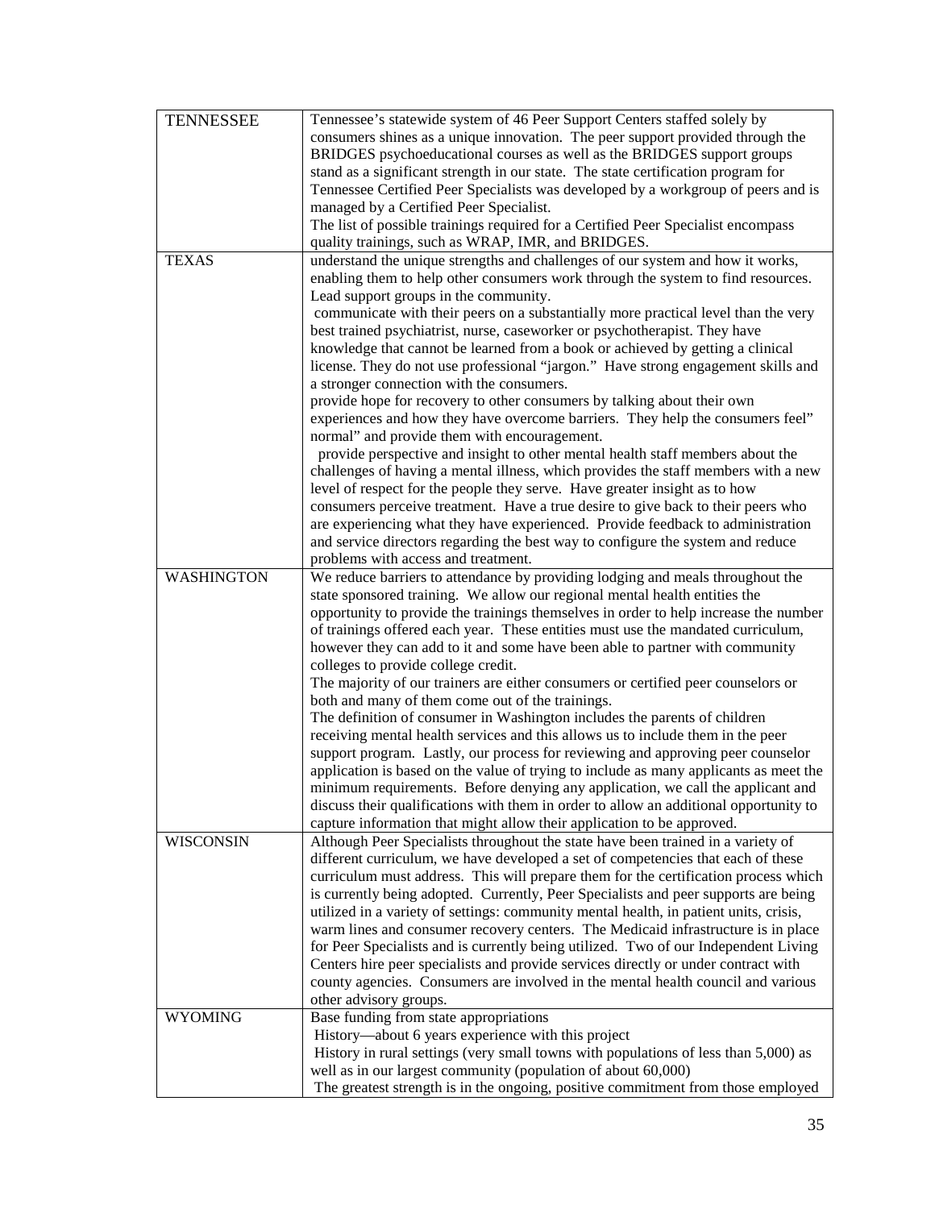| | |
|---|---|
| TENNESSEE | Tennessee's statewide system of 46 Peer Support Centers staffed solely by consumers shines as a unique innovation. The peer support provided through the BRIDGES psychoeducational courses as well as the BRIDGES support groups stand as a significant strength in our state. The state certification program for Tennessee Certified Peer Specialists was developed by a workgroup of peers and is managed by a Certified Peer Specialist.<br>The list of possible trainings required for a Certified Peer Specialist encompass quality trainings, such as WRAP, IMR, and BRIDGES. |
| TEXAS | understand the unique strengths and challenges of our system and how it works, enabling them to help other consumers work through the system to find resources. Lead support groups in the community.<br>communicate with their peers on a substantially more practical level than the very best trained psychiatrist, nurse, caseworker or psychotherapist. They have knowledge that cannot be learned from a book or achieved by getting a clinical license. They do not use professional "jargon." Have strong engagement skills and a stronger connection with the consumers.<br>provide hope for recovery to other consumers by talking about their own experiences and how they have overcome barriers. They help the consumers feel" normal" and provide them with encouragement.<br>provide perspective and insight to other mental health staff members about the challenges of having a mental illness, which provides the staff members with a new level of respect for the people they serve. Have greater insight as to how consumers perceive treatment. Have a true desire to give back to their peers who are experiencing what they have experienced. Provide feedback to administration and service directors regarding the best way to configure the system and reduce problems with access and treatment. |
| WASHINGTON | We reduce barriers to attendance by providing lodging and meals throughout the state sponsored training. We allow our regional mental health entities the opportunity to provide the trainings themselves in order to help increase the number of trainings offered each year. These entities must use the mandated curriculum, however they can add to it and some have been able to partner with community colleges to provide college credit.<br>The majority of our trainers are either consumers or certified peer counselors or both and many of them come out of the trainings.<br>The definition of consumer in Washington includes the parents of children receiving mental health services and this allows us to include them in the peer support program. Lastly, our process for reviewing and approving peer counselor application is based on the value of trying to include as many applicants as meet the minimum requirements. Before denying any application, we call the applicant and discuss their qualifications with them in order to allow an additional opportunity to capture information that might allow their application to be approved. |
| WISCONSIN | Although Peer Specialists throughout the state have been trained in a variety of different curriculum, we have developed a set of competencies that each of these curriculum must address. This will prepare them for the certification process which is currently being adopted. Currently, Peer Specialists and peer supports are being utilized in a variety of settings: community mental health, in patient units, crisis, warm lines and consumer recovery centers. The Medicaid infrastructure is in place for Peer Specialists and is currently being utilized. Two of our Independent Living Centers hire peer specialists and provide services directly or under contract with county agencies. Consumers are involved in the mental health council and various other advisory groups. |
| WYOMING | Base funding from state appropriations<br>History—about 6 years experience with this project<br>History in rural settings (very small towns with populations of less than 5,000) as well as in our largest community (population of about 60,000)<br>The greatest strength is in the ongoing, positive commitment from those employed |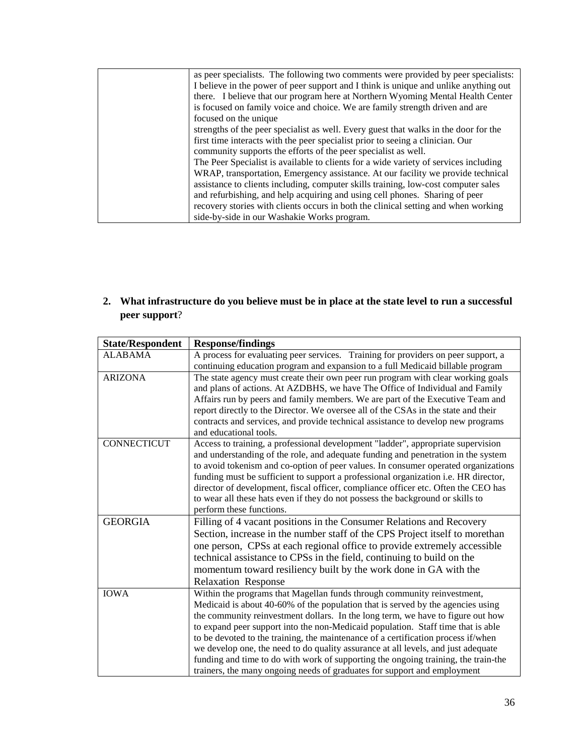| | |
|---|---|
| | as peer specialists. The following two comments were provided by peer specialists: I believe in the power of peer support and I think is unique and unlike anything out there. I believe that our program here at Northern Wyoming Mental Health Center is focused on family voice and choice. We are family strength driven and are focused on the unique strengths of the peer specialist as well. Every guest that walks in the door for the first time interacts with the peer specialist prior to seeing a clinician. Our community supports the efforts of the peer specialist as well. The Peer Specialist is available to clients for a wide variety of services including WRAP, transportation, Emergency assistance. At our facility we provide technical assistance to clients including, computer skills training, low-cost computer sales and refurbishing, and help acquiring and using cell phones. Sharing of peer recovery stories with clients occurs in both the clinical setting and when working side-by-side in our Washakie Works program. |

2. **What infrastructure do you believe must be in place at the state level to run a successful peer support**?

| State/Respondent | Response/findings |
|---|---|
| ALABAMA | A process for evaluating peer services. Training for providers on peer support, a continuing education program and expansion to a full Medicaid billable program |
| ARIZONA | The state agency must create their own peer run program with clear working goals and plans of actions. At AZDBHS, we have The Office of Individual and Family Affairs run by peers and family members. We are part of the Executive Team and report directly to the Director. We oversee all of the CSAs in the state and their contracts and services, and provide technical assistance to develop new programs and educational tools. |
| CONNECTICUT | Access to training, a professional development "ladder", appropriate supervision and understanding of the role, and adequate funding and penetration in the system to avoid tokenism and co-option of peer values. In consumer operated organizations funding must be sufficient to support a professional organization i.e. HR director, director of development, fiscal officer, compliance officer etc. Often the CEO has to wear all these hats even if they do not possess the background or skills to perform these functions. |
| GEORGIA | Filling of 4 vacant positions in the Consumer Relations and Recovery Section, increase in the number staff of the CPS Project itself to morethan one person, CPSs at each regional office to provide extremely accessible technical assistance to CPSs in the field, continuing to build on the momentum toward resiliency built by the work done in GA with the Relaxation Response |
| IOWA | Within the programs that Magellan funds through community reinvestment, Medicaid is about 40-60% of the population that is served by the agencies using the community reinvestment dollars. In the long term, we have to figure out how to expand peer support into the non-Medicaid population. Staff time that is able to be devoted to the training, the maintenance of a certification process if/when we develop one, the need to do quality assurance at all levels, and just adequate funding and time to do with work of supporting the ongoing training, the train-the trainers, the many ongoing needs of graduates for support and employment |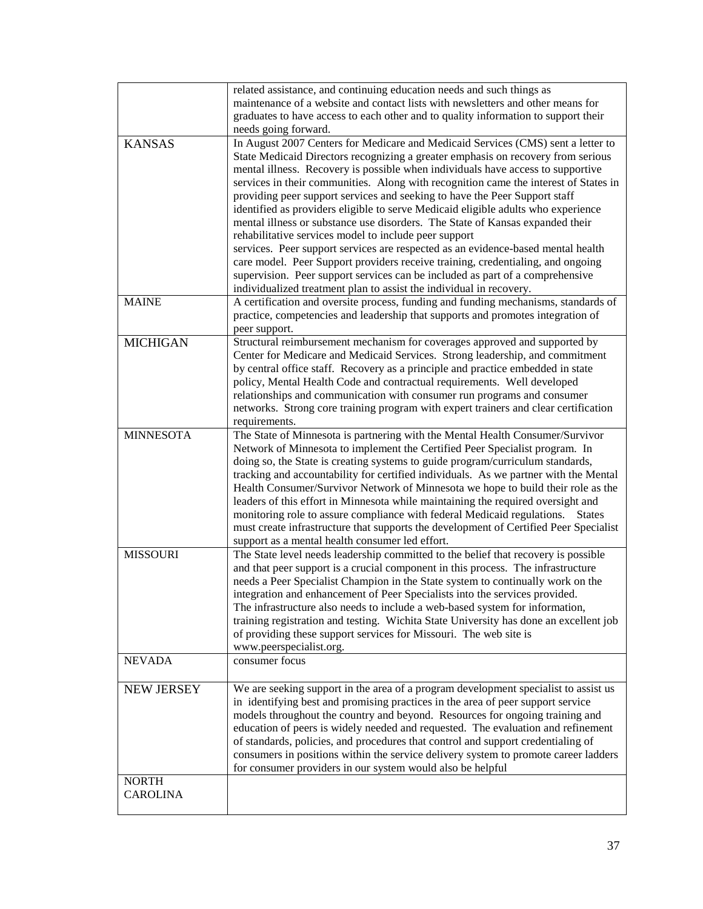|  |  |
|---|---|
|  | related assistance, and continuing education needs and such things as maintenance of a website and contact lists with newsletters and other means for graduates to have access to each other and to quality information to support their needs going forward. |
| KANSAS | In August 2007 Centers for Medicare and Medicaid Services (CMS) sent a letter to State Medicaid Directors recognizing a greater emphasis on recovery from serious mental illness. Recovery is possible when individuals have access to supportive services in their communities. Along with recognition came the interest of States in providing peer support services and seeking to have the Peer Support staff identified as providers eligible to serve Medicaid eligible adults who experience mental illness or substance use disorders. The State of Kansas expanded their rehabilitative services model to include peer support services. Peer support services are respected as an evidence-based mental health care model. Peer Support providers receive training, credentialing, and ongoing supervision. Peer support services can be included as part of a comprehensive individualized treatment plan to assist the individual in recovery. |
| MAINE | A certification and oversite process, funding and funding mechanisms, standards of practice, competencies and leadership that supports and promotes integration of peer support. |
| MICHIGAN | Structural reimbursement mechanism for coverages approved and supported by Center for Medicare and Medicaid Services. Strong leadership, and commitment by central office staff. Recovery as a principle and practice embedded in state policy, Mental Health Code and contractual requirements. Well developed relationships and communication with consumer run programs and consumer networks. Strong core training program with expert trainers and clear certification requirements. |
| MINNESOTA | The State of Minnesota is partnering with the Mental Health Consumer/Survivor Network of Minnesota to implement the Certified Peer Specialist program. In doing so, the State is creating systems to guide program/curriculum standards, tracking and accountability for certified individuals. As we partner with the Mental Health Consumer/Survivor Network of Minnesota we hope to build their role as the leaders of this effort in Minnesota while maintaining the required oversight and monitoring role to assure compliance with federal Medicaid regulations. States must create infrastructure that supports the development of Certified Peer Specialist support as a mental health consumer led effort. |
| MISSOURI | The State level needs leadership committed to the belief that recovery is possible and that peer support is a crucial component in this process. The infrastructure needs a Peer Specialist Champion in the State system to continually work on the integration and enhancement of Peer Specialists into the services provided. The infrastructure also needs to include a web-based system for information, training registration and testing. Wichita State University has done an excellent job of providing these support services for Missouri. The web site is www.peerspecialist.org. |
| NEVADA | consumer focus |
| NEW JERSEY | We are seeking support in the area of a program development specialist to assist us in identifying best and promising practices in the area of peer support service models throughout the country and beyond. Resources for ongoing training and education of peers is widely needed and requested. The evaluation and refinement of standards, policies, and procedures that control and support credentialing of consumers in positions within the service delivery system to promote career ladders for consumer providers in our system would also be helpful |
| NORTH CAROLINA |  |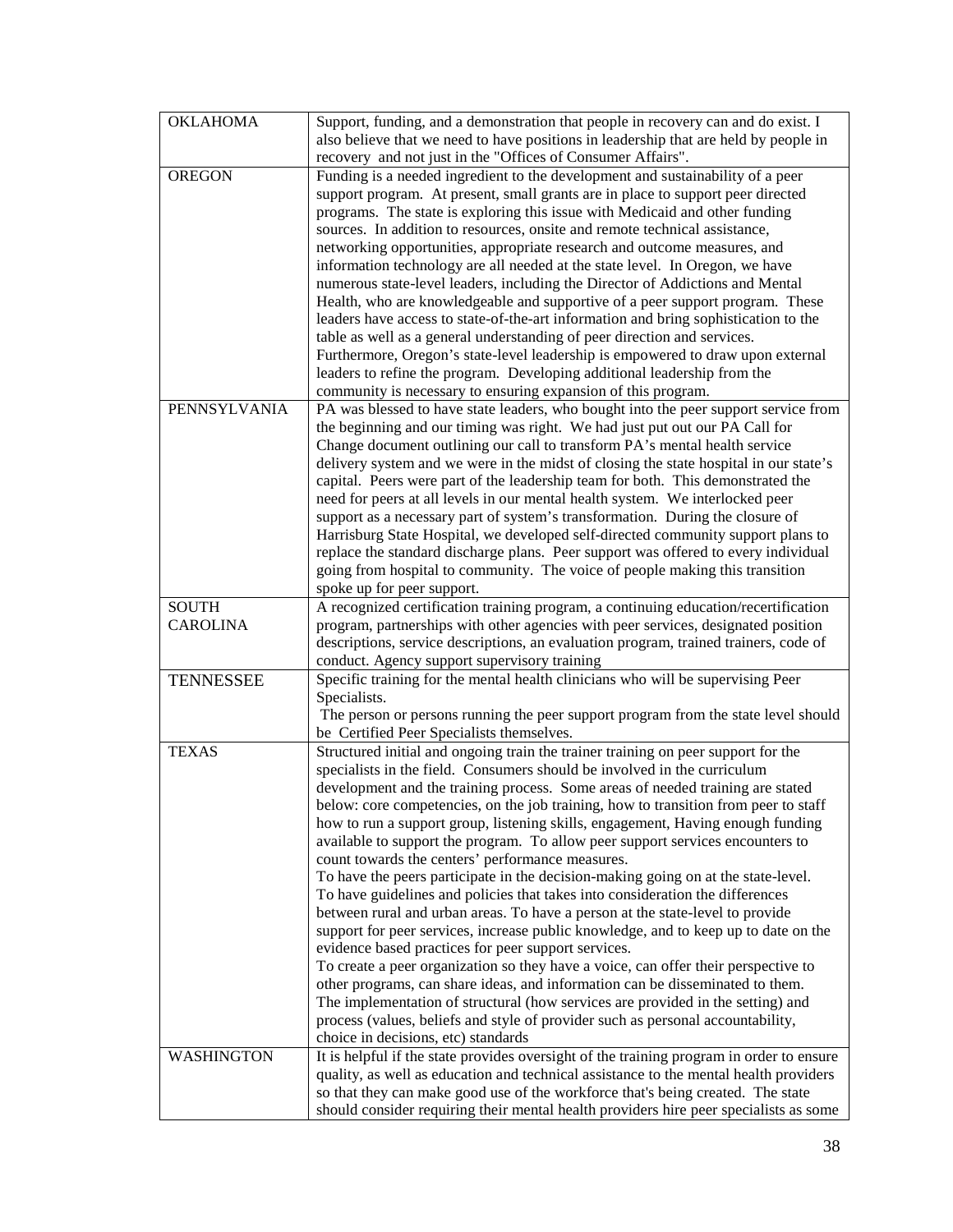| | |
|---|---|
| OKLAHOMA | Support, funding, and a demonstration that people in recovery can and do exist. I also believe that we need to have positions in leadership that are held by people in recovery and not just in the "Offices of Consumer Affairs". |
| OREGON | Funding is a needed ingredient to the development and sustainability of a peer support program. At present, small grants are in place to support peer directed programs. The state is exploring this issue with Medicaid and other funding sources. In addition to resources, onsite and remote technical assistance, networking opportunities, appropriate research and outcome measures, and information technology are all needed at the state level. In Oregon, we have numerous state-level leaders, including the Director of Addictions and Mental Health, who are knowledgeable and supportive of a peer support program. These leaders have access to state-of-the-art information and bring sophistication to the table as well as a general understanding of peer direction and services. Furthermore, Oregon's state-level leadership is empowered to draw upon external leaders to refine the program. Developing additional leadership from the community is necessary to ensuring expansion of this program. |
| PENNSYLVANIA | PA was blessed to have state leaders, who bought into the peer support service from the beginning and our timing was right. We had just put out our PA Call for Change document outlining our call to transform PA's mental health service delivery system and we were in the midst of closing the state hospital in our state's capital. Peers were part of the leadership team for both. This demonstrated the need for peers at all levels in our mental health system. We interlocked peer support as a necessary part of system's transformation. During the closure of Harrisburg State Hospital, we developed self-directed community support plans to replace the standard discharge plans. Peer support was offered to every individual going from hospital to community. The voice of people making this transition spoke up for peer support. |
| SOUTH CAROLINA | A recognized certification training program, a continuing education/recertification program, partnerships with other agencies with peer services, designated position descriptions, service descriptions, an evaluation program, trained trainers, code of conduct. Agency support supervisory training |
| TENNESSEE | Specific training for the mental health clinicians who will be supervising Peer Specialists.<br>The person or persons running the peer support program from the state level should be Certified Peer Specialists themselves. |
| TEXAS | Structured initial and ongoing train the trainer training on peer support for the specialists in the field. Consumers should be involved in the curriculum development and the training process. Some areas of needed training are stated below: core competencies, on the job training, how to transition from peer to staff how to run a support group, listening skills, engagement, Having enough funding available to support the program. To allow peer support services encounters to count towards the centers' performance measures.<br>To have the peers participate in the decision-making going on at the state-level. To have guidelines and policies that takes into consideration the differences between rural and urban areas. To have a person at the state-level to provide support for peer services, increase public knowledge, and to keep up to date on the evidence based practices for peer support services.<br>To create a peer organization so they have a voice, can offer their perspective to other programs, can share ideas, and information can be disseminated to them. The implementation of structural (how services are provided in the setting) and process (values, beliefs and style of provider such as personal accountability, choice in decisions, etc) standards |
| WASHINGTON | It is helpful if the state provides oversight of the training program in order to ensure quality, as well as education and technical assistance to the mental health providers so that they can make good use of the workforce that's being created. The state should consider requiring their mental health providers hire peer specialists as some |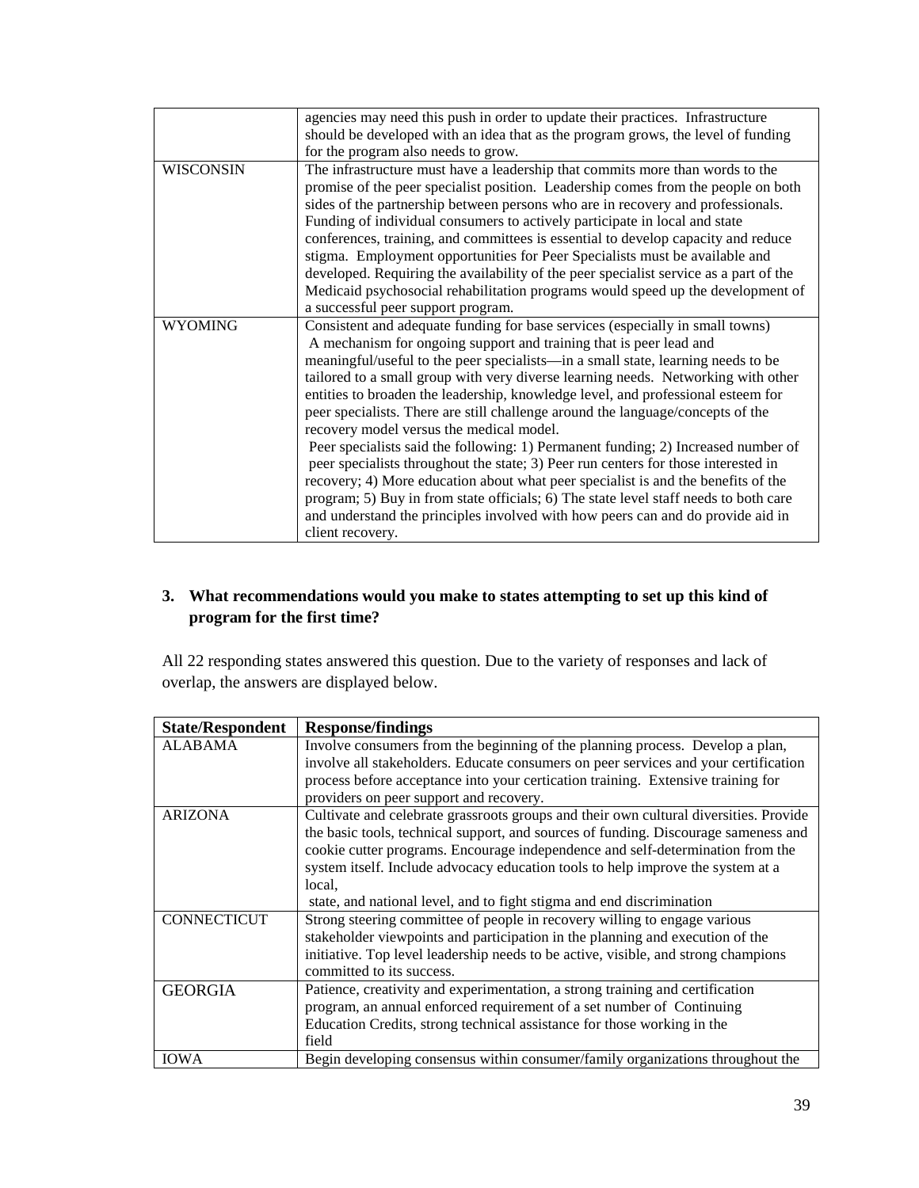| | |
|---|---|
| | agencies may need this push in order to update their practices. Infrastructure should be developed with an idea that as the program grows, the level of funding for the program also needs to grow. |
| WISCONSIN | The infrastructure must have a leadership that commits more than words to the promise of the peer specialist position. Leadership comes from the people on both sides of the partnership between persons who are in recovery and professionals. Funding of individual consumers to actively participate in local and state conferences, training, and committees is essential to develop capacity and reduce stigma. Employment opportunities for Peer Specialists must be available and developed. Requiring the availability of the peer specialist service as a part of the Medicaid psychosocial rehabilitation programs would speed up the development of a successful peer support program. |
| WYOMING | Consistent and adequate funding for base services (especially in small towns) A mechanism for ongoing support and training that is peer lead and meaningful/useful to the peer specialists—in a small state, learning needs to be tailored to a small group with very diverse learning needs. Networking with other entities to broaden the leadership, knowledge level, and professional esteem for peer specialists. There are still challenge around the language/concepts of the recovery model versus the medical model. Peer specialists said the following: 1) Permanent funding; 2) Increased number of peer specialists throughout the state; 3) Peer run centers for those interested in recovery; 4) More education about what peer specialist is and the benefits of the program; 5) Buy in from state officials; 6) The state level staff needs to both care and understand the principles involved with how peers can and do provide aid in client recovery. |

**3. What recommendations would you make to states attempting to set up this kind of program for the first time?**

All 22 responding states answered this question. Due to the variety of responses and lack of overlap, the answers are displayed below.

| State/Respondent | Response/findings |
|---|---|
| ALABAMA | Involve consumers from the beginning of the planning process. Develop a plan, involve all stakeholders. Educate consumers on peer services and your certification process before acceptance into your certication training. Extensive training for providers on peer support and recovery. |
| ARIZONA | Cultivate and celebrate grassroots groups and their own cultural diversities. Provide the basic tools, technical support, and sources of funding. Discourage sameness and cookie cutter programs. Encourage independence and self-determination from the system itself. Include advocacy education tools to help improve the system at a local, state, and national level, and to fight stigma and end discrimination |
| CONNECTICUT | Strong steering committee of people in recovery willing to engage various stakeholder viewpoints and participation in the planning and execution of the initiative. Top level leadership needs to be active, visible, and strong champions committed to its success. |
| GEORGIA | Patience, creativity and experimentation, a strong training and certification program, an annual enforced requirement of a set number of Continuing Education Credits, strong technical assistance for those working in the field |
| IOWA | Begin developing consensus within consumer/family organizations throughout the |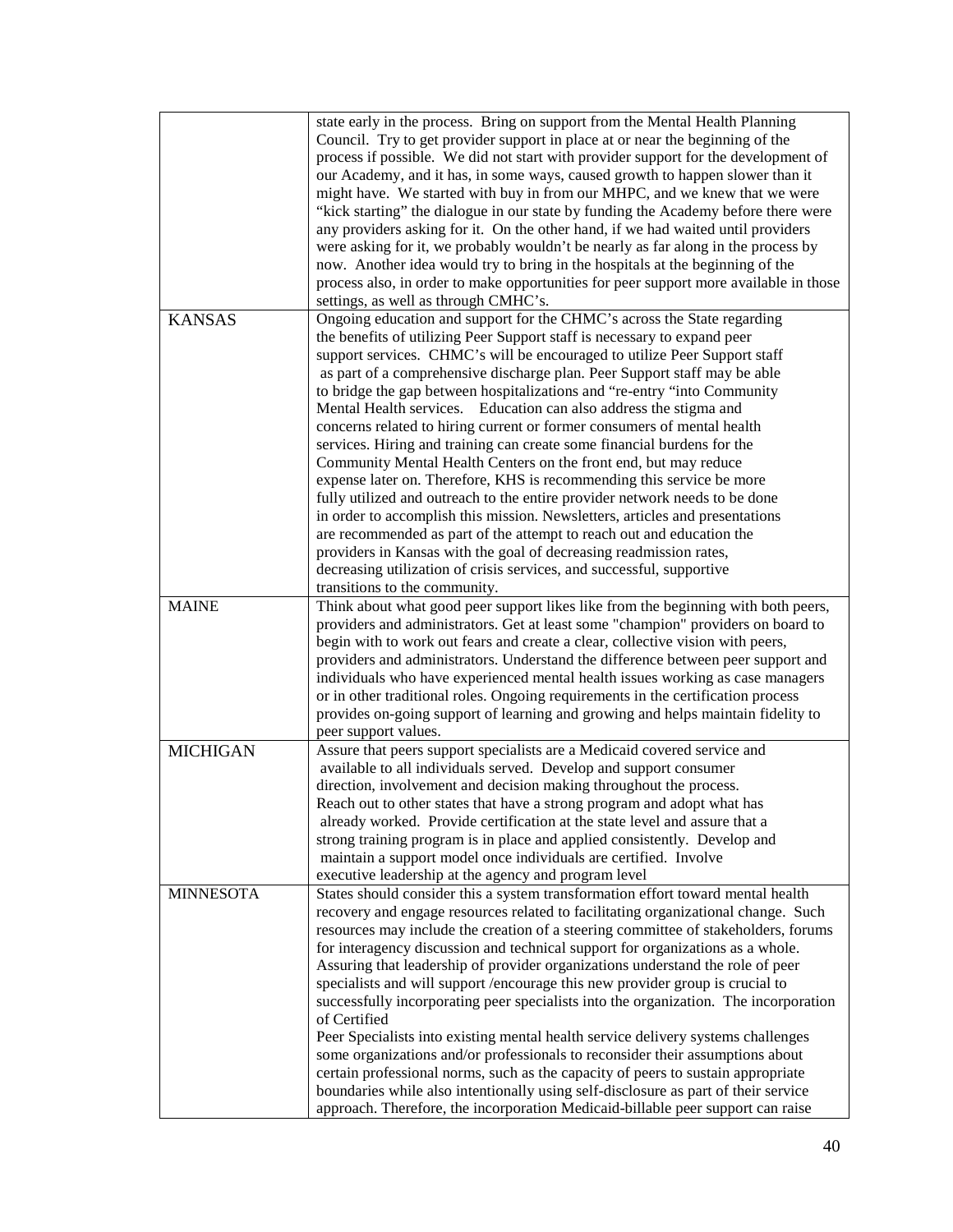|  |  |
|---|---|
|  | state early in the process. Bring on support from the Mental Health Planning Council. Try to get provider support in place at or near the beginning of the process if possible. We did not start with provider support for the development of our Academy, and it has, in some ways, caused growth to happen slower than it might have. We started with buy in from our MHPC, and we knew that we were "kick starting" the dialogue in our state by funding the Academy before there were any providers asking for it. On the other hand, if we had waited until providers were asking for it, we probably wouldn't be nearly as far along in the process by now. Another idea would try to bring in the hospitals at the beginning of the process also, in order to make opportunities for peer support more available in those settings, as well as through CMHC's. |
| KANSAS | Ongoing education and support for the CHMC's across the State regarding the benefits of utilizing Peer Support staff is necessary to expand peer support services. CHMC's will be encouraged to utilize Peer Support staff as part of a comprehensive discharge plan. Peer Support staff may be able to bridge the gap between hospitalizations and "re-entry "into Community Mental Health services. Education can also address the stigma and concerns related to hiring current or former consumers of mental health services. Hiring and training can create some financial burdens for the Community Mental Health Centers on the front end, but may reduce expense later on. Therefore, KHS is recommending this service be more fully utilized and outreach to the entire provider network needs to be done in order to accomplish this mission. Newsletters, articles and presentations are recommended as part of the attempt to reach out and education the providers in Kansas with the goal of decreasing readmission rates, decreasing utilization of crisis services, and successful, supportive transitions to the community. |
| MAINE | Think about what good peer support likes like from the beginning with both peers, providers and administrators. Get at least some "champion" providers on board to begin with to work out fears and create a clear, collective vision with peers, providers and administrators. Understand the difference between peer support and individuals who have experienced mental health issues working as case managers or in other traditional roles. Ongoing requirements in the certification process provides on-going support of learning and growing and helps maintain fidelity to peer support values. |
| MICHIGAN | Assure that peers support specialists are a Medicaid covered service and available to all individuals served. Develop and support consumer direction, involvement and decision making throughout the process. Reach out to other states that have a strong program and adopt what has already worked. Provide certification at the state level and assure that a strong training program is in place and applied consistently. Develop and maintain a support model once individuals are certified. Involve executive leadership at the agency and program level |
| MINNESOTA | States should consider this a system transformation effort toward mental health recovery and engage resources related to facilitating organizational change. Such resources may include the creation of a steering committee of stakeholders, forums for interagency discussion and technical support for organizations as a whole. Assuring that leadership of provider organizations understand the role of peer specialists and will support /encourage this new provider group is crucial to successfully incorporating peer specialists into the organization. The incorporation of Certified Peer Specialists into existing mental health service delivery systems challenges some organizations and/or professionals to reconsider their assumptions about certain professional norms, such as the capacity of peers to sustain appropriate boundaries while also intentionally using self-disclosure as part of their service approach. Therefore, the incorporation Medicaid-billable peer support can raise |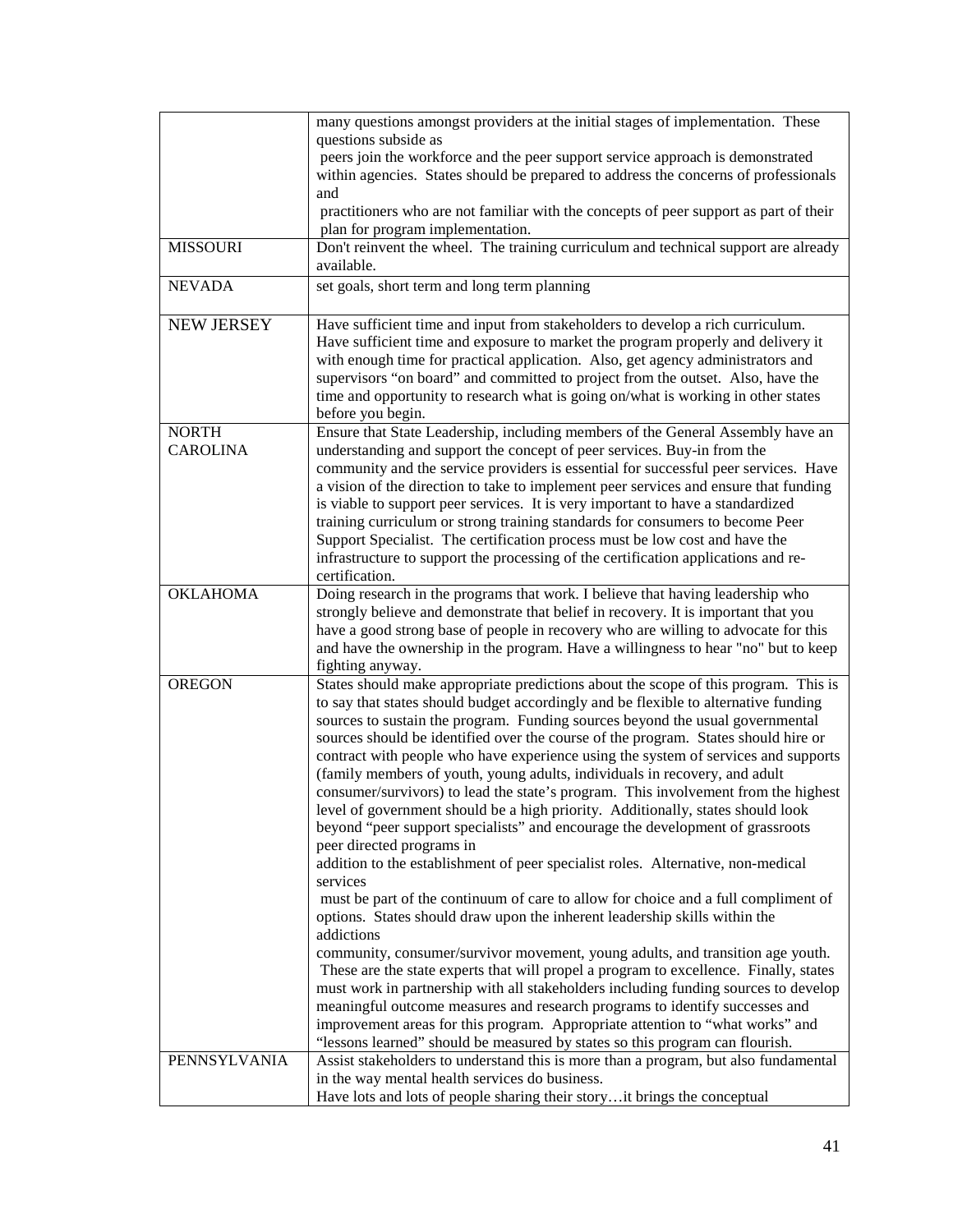| | |
|---|---|
| | many questions amongst providers at the initial stages of implementation. These questions subside as peers join the workforce and the peer support service approach is demonstrated within agencies. States should be prepared to address the concerns of professionals and practitioners who are not familiar with the concepts of peer support as part of their plan for program implementation. |
| MISSOURI | Don't reinvent the wheel. The training curriculum and technical support are already available. |
| NEVADA | set goals, short term and long term planning |
| NEW JERSEY | Have sufficient time and input from stakeholders to develop a rich curriculum. Have sufficient time and exposure to market the program properly and delivery it with enough time for practical application. Also, get agency administrators and supervisors "on board" and committed to project from the outset. Also, have the time and opportunity to research what is going on/what is working in other states before you begin. |
| NORTH CAROLINA | Ensure that State Leadership, including members of the General Assembly have an understanding and support the concept of peer services. Buy-in from the community and the service providers is essential for successful peer services. Have a vision of the direction to take to implement peer services and ensure that funding is viable to support peer services. It is very important to have a standardized training curriculum or strong training standards for consumers to become Peer Support Specialist. The certification process must be low cost and have the infrastructure to support the processing of the certification applications and re-certification. |
| OKLAHOMA | Doing research in the programs that work. I believe that having leadership who strongly believe and demonstrate that belief in recovery. It is important that you have a good strong base of people in recovery who are willing to advocate for this and have the ownership in the program. Have a willingness to hear "no" but to keep fighting anyway. |
| OREGON | States should make appropriate predictions about the scope of this program. This is to say that states should budget accordingly and be flexible to alternative funding sources to sustain the program. Funding sources beyond the usual governmental sources should be identified over the course of the program. States should hire or contract with people who have experience using the system of services and supports (family members of youth, young adults, individuals in recovery, and adult consumer/survivors) to lead the state's program. This involvement from the highest level of government should be a high priority. Additionally, states should look beyond "peer support specialists" and encourage the development of grassroots peer directed programs in addition to the establishment of peer specialist roles. Alternative, non-medical services must be part of the continuum of care to allow for choice and a full compliment of options. States should draw upon the inherent leadership skills within the addictions community, consumer/survivor movement, young adults, and transition age youth. These are the state experts that will propel a program to excellence. Finally, states must work in partnership with all stakeholders including funding sources to develop meaningful outcome measures and research programs to identify successes and improvement areas for this program. Appropriate attention to "what works" and "lessons learned" should be measured by states so this program can flourish. |
| PENNSYLVANIA | Assist stakeholders to understand this is more than a program, but also fundamental in the way mental health services do business.<br>Have lots and lots of people sharing their story…it brings the conceptual |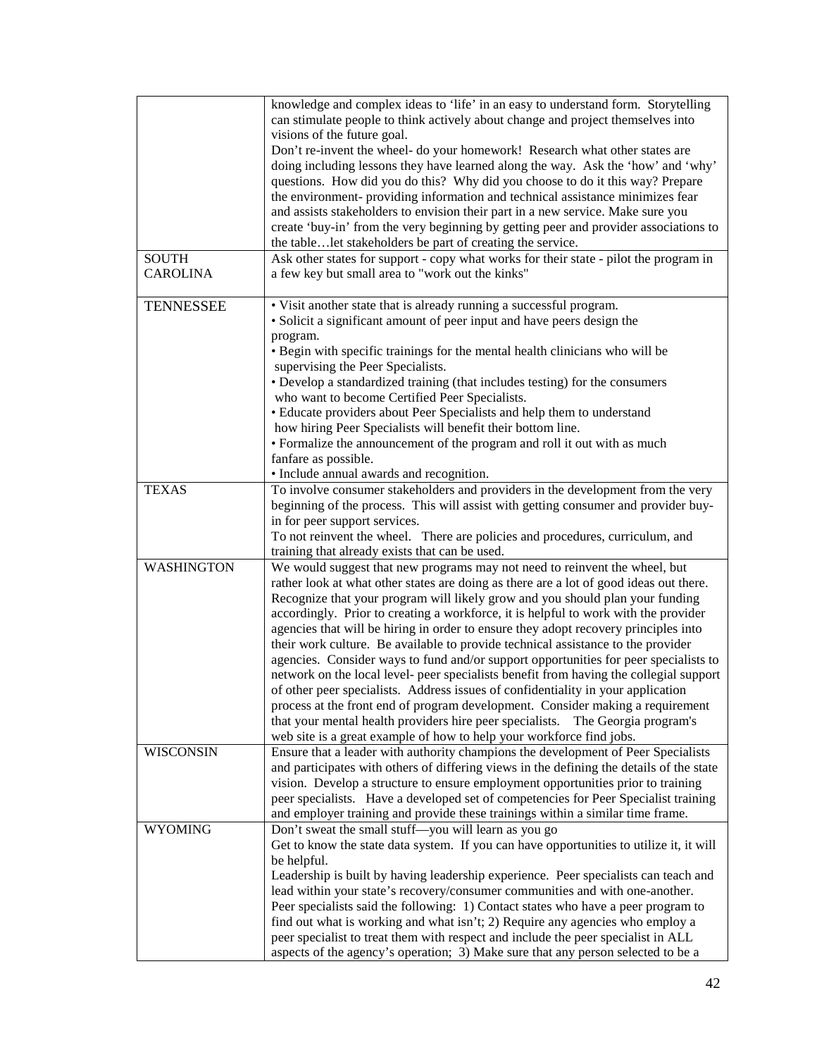| | |
|---|---|
| | knowledge and complex ideas to 'life' in an easy to understand form. Storytelling can stimulate people to think actively about change and project themselves into visions of the future goal.<br>Don't re-invent the wheel- do your homework! Research what other states are doing including lessons they have learned along the way. Ask the 'how' and 'why' questions. How did you do this? Why did you choose to do it this way? Prepare the environment- providing information and technical assistance minimizes fear and assists stakeholders to envision their part in a new service. Make sure you create 'buy-in' from the very beginning by getting peer and provider associations to the table…let stakeholders be part of creating the service. |
| SOUTH CAROLINA | Ask other states for support - copy what works for their state - pilot the program in a few key but small area to "work out the kinks" |
| TENNESSEE | • Visit another state that is already running a successful program.<br>• Solicit a significant amount of peer input and have peers design the program.<br>• Begin with specific trainings for the mental health clinicians who will be supervising the Peer Specialists.<br>• Develop a standardized training (that includes testing) for the consumers who want to become Certified Peer Specialists.<br>• Educate providers about Peer Specialists and help them to understand how hiring Peer Specialists will benefit their bottom line.<br>• Formalize the announcement of the program and roll it out with as much fanfare as possible.<br>• Include annual awards and recognition. |
| TEXAS | To involve consumer stakeholders and providers in the development from the very beginning of the process. This will assist with getting consumer and provider buy-in for peer support services.<br>To not reinvent the wheel. There are policies and procedures, curriculum, and training that already exists that can be used. |
| WASHINGTON | We would suggest that new programs may not need to reinvent the wheel, but rather look at what other states are doing as there are a lot of good ideas out there. Recognize that your program will likely grow and you should plan your funding accordingly. Prior to creating a workforce, it is helpful to work with the provider agencies that will be hiring in order to ensure they adopt recovery principles into their work culture. Be available to provide technical assistance to the provider agencies. Consider ways to fund and/or support opportunities for peer specialists to network on the local level- peer specialists benefit from having the collegial support of other peer specialists. Address issues of confidentiality in your application process at the front end of program development. Consider making a requirement that your mental health providers hire peer specialists. The Georgia program's web site is a great example of how to help your workforce find jobs. |
| WISCONSIN | Ensure that a leader with authority champions the development of Peer Specialists and participates with others of differing views in the defining the details of the state vision. Develop a structure to ensure employment opportunities prior to training peer specialists. Have a developed set of competencies for Peer Specialist training and employer training and provide these trainings within a similar time frame. |
| WYOMING | Don't sweat the small stuff—you will learn as you go<br>Get to know the state data system. If you can have opportunities to utilize it, it will be helpful.<br>Leadership is built by having leadership experience. Peer specialists can teach and lead within your state's recovery/consumer communities and with one-another.<br>Peer specialists said the following: 1) Contact states who have a peer program to find out what is working and what isn't; 2) Require any agencies who employ a peer specialist to treat them with respect and include the peer specialist in ALL aspects of the agency's operation; 3) Make sure that any person selected to be a |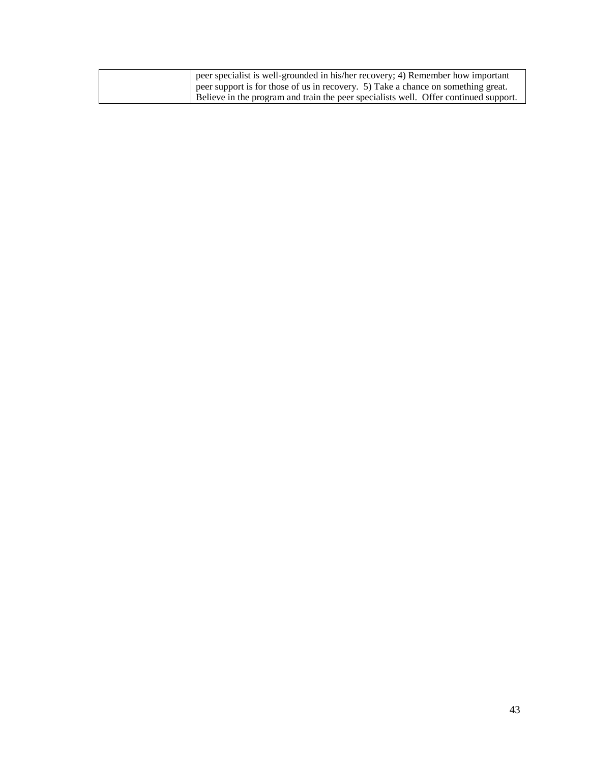| | |
|---|---|
| | peer specialist is well-grounded in his/her recovery; 4) Remember how important peer support is for those of us in recovery. 5) Take a chance on something great. Believe in the program and train the peer specialists well. Offer continued support. |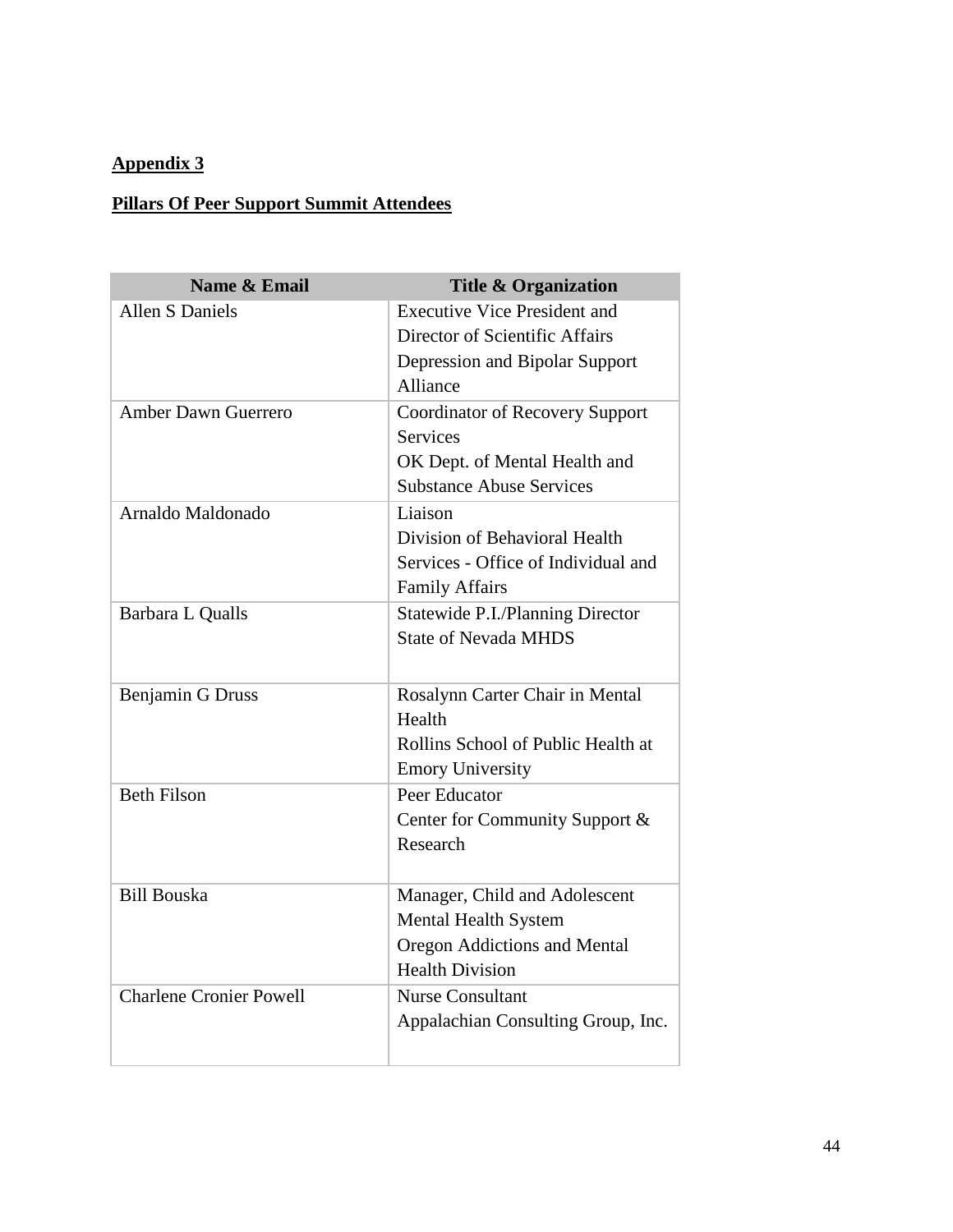**Appendix 3**

**Pillars Of Peer Support Summit Attendees**

| Name & Email | Title & Organization |
| --- | --- |
| Allen S Daniels | Executive Vice President and Director of Scientific Affairs Depression and Bipolar Support Alliance |
| Amber Dawn Guerrero | Coordinator of Recovery Support Services OK Dept. of Mental Health and Substance Abuse Services |
| Arnaldo Maldonado | Liaison Division of Behavioral Health Services - Office of Individual and Family Affairs |
| Barbara L Qualls | Statewide P.I./Planning Director State of Nevada MHDS |
| Benjamin G Druss | Rosalynn Carter Chair in Mental Health Rollins School of Public Health at Emory University |
| Beth Filson | Peer Educator Center for Community Support & Research |
| Bill Bouska | Manager, Child and Adolescent Mental Health System Oregon Addictions and Mental Health Division |
| Charlene Cronier Powell | Nurse Consultant Appalachian Consulting Group, Inc. |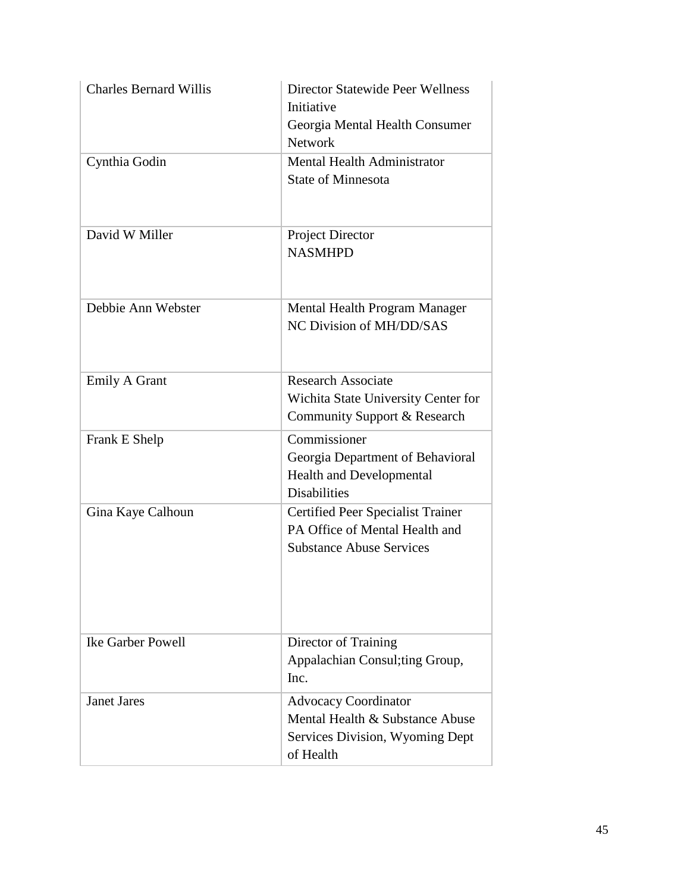| | |
|---|---|
| Charles Bernard Willis | Director Statewide Peer Wellness Initiative<br>Georgia Mental Health Consumer Network |
| Cynthia Godin | Mental Health Administrator<br>State of Minnesota |
| David W Miller | Project Director<br>NASMHPD |
| Debbie Ann Webster | Mental Health Program Manager<br>NC Division of MH/DD/SAS |
| Emily A Grant | Research Associate<br>Wichita State University Center for Community Support & Research |
| Frank E Shelp | Commissioner<br>Georgia Department of Behavioral Health and Developmental Disabilities |
| Gina Kaye Calhoun | Certified Peer Specialist Trainer<br>PA Office of Mental Health and Substance Abuse Services |
| Ike Garber Powell | Director of Training<br>Appalachian Consul;ting Group, Inc. |
| Janet Jares | Advocacy Coordinator<br>Mental Health & Substance Abuse Services Division, Wyoming Dept of Health |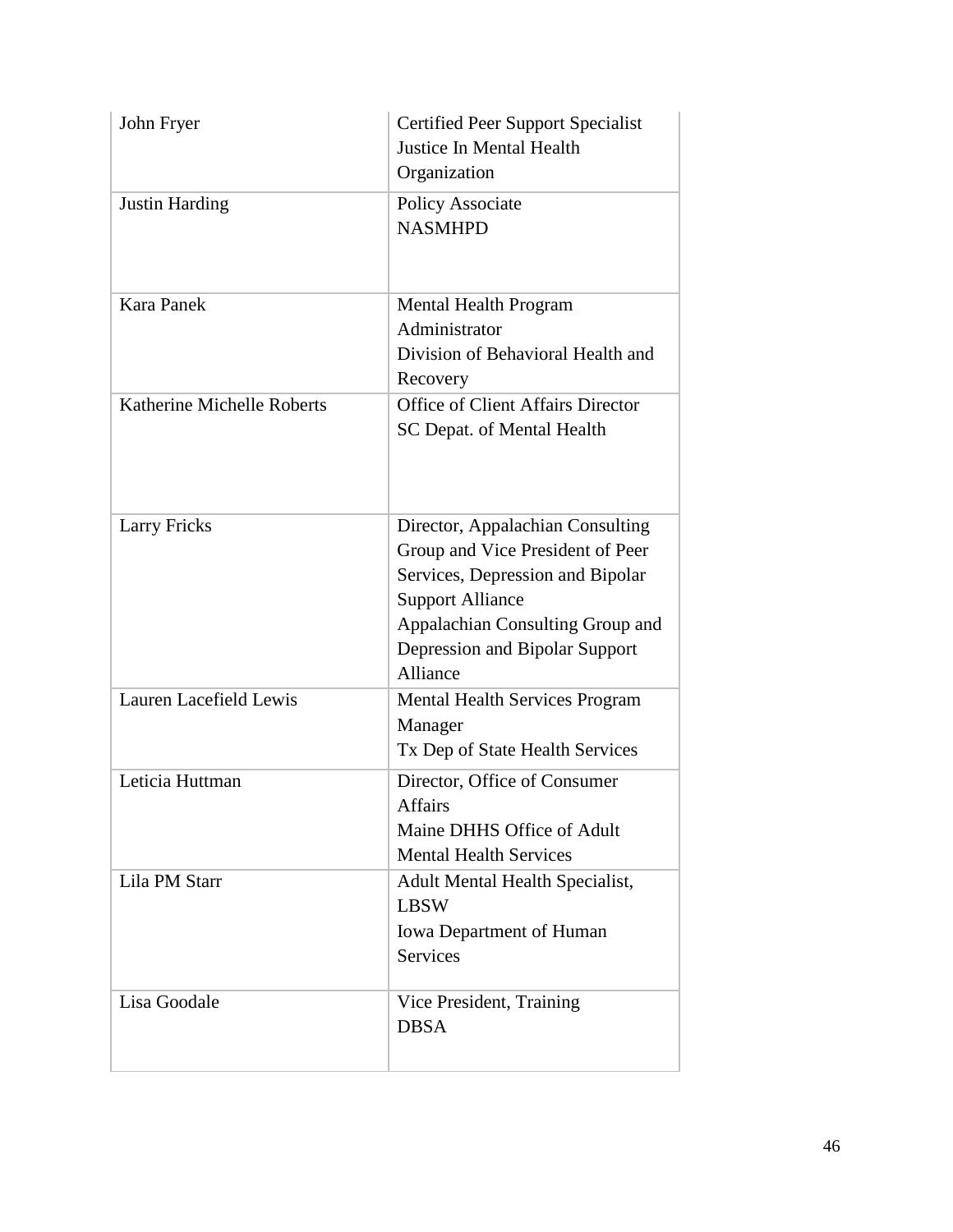| | |
|---|---|
| John Fryer | Certified Peer Support Specialist<br>Justice In Mental Health Organization |
| Justin Harding | Policy Associate<br>NASMHPD |
| Kara Panek | Mental Health Program Administrator<br>Division of Behavioral Health and Recovery |
| Katherine Michelle Roberts | Office of Client Affairs Director<br>SC Depat. of Mental Health |
| Larry Fricks | Director, Appalachian Consulting Group and Vice President of Peer Services, Depression and Bipolar Support Alliance<br>Appalachian Consulting Group and Depression and Bipolar Support Alliance |
| Lauren Lacefield Lewis | Mental Health Services Program Manager<br>Tx Dep of State Health Services |
| Leticia Huttman | Director, Office of Consumer Affairs<br>Maine DHHS Office of Adult Mental Health Services |
| Lila PM Starr | Adult Mental Health Specialist, LBSW<br>Iowa Department of Human Services |
| Lisa Goodale | Vice President, Training<br>DBSA |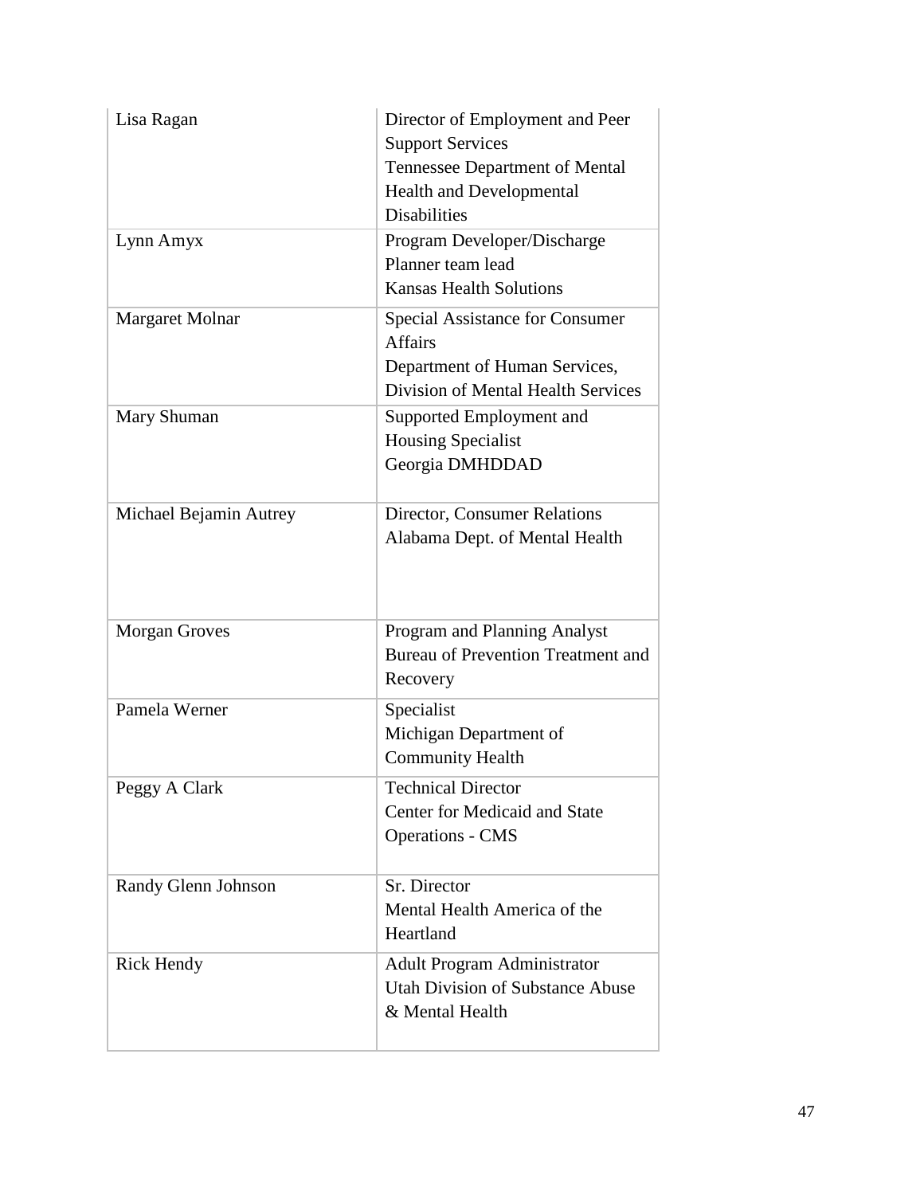| | |
|---|---|
| Lisa Ragan | Director of Employment and Peer Support Services<br>Tennessee Department of Mental Health and Developmental Disabilities |
| Lynn Amyx | Program Developer/Discharge Planner team lead<br>Kansas Health Solutions |
| Margaret Molnar | Special Assistance for Consumer Affairs<br>Department of Human Services, Division of Mental Health Services |
| Mary Shuman | Supported Employment and Housing Specialist<br>Georgia DMHDDAD |
| Michael Bejamin Autrey | Director, Consumer Relations<br>Alabama Dept. of Mental Health |
| Morgan Groves | Program and Planning Analyst<br>Bureau of Prevention Treatment and Recovery |
| Pamela Werner | Specialist<br>Michigan Department of Community Health |
| Peggy A Clark | Technical Director<br>Center for Medicaid and State Operations - CMS |
| Randy Glenn Johnson | Sr. Director<br>Mental Health America of the Heartland |
| Rick Hendy | Adult Program Administrator<br>Utah Division of Substance Abuse & Mental Health |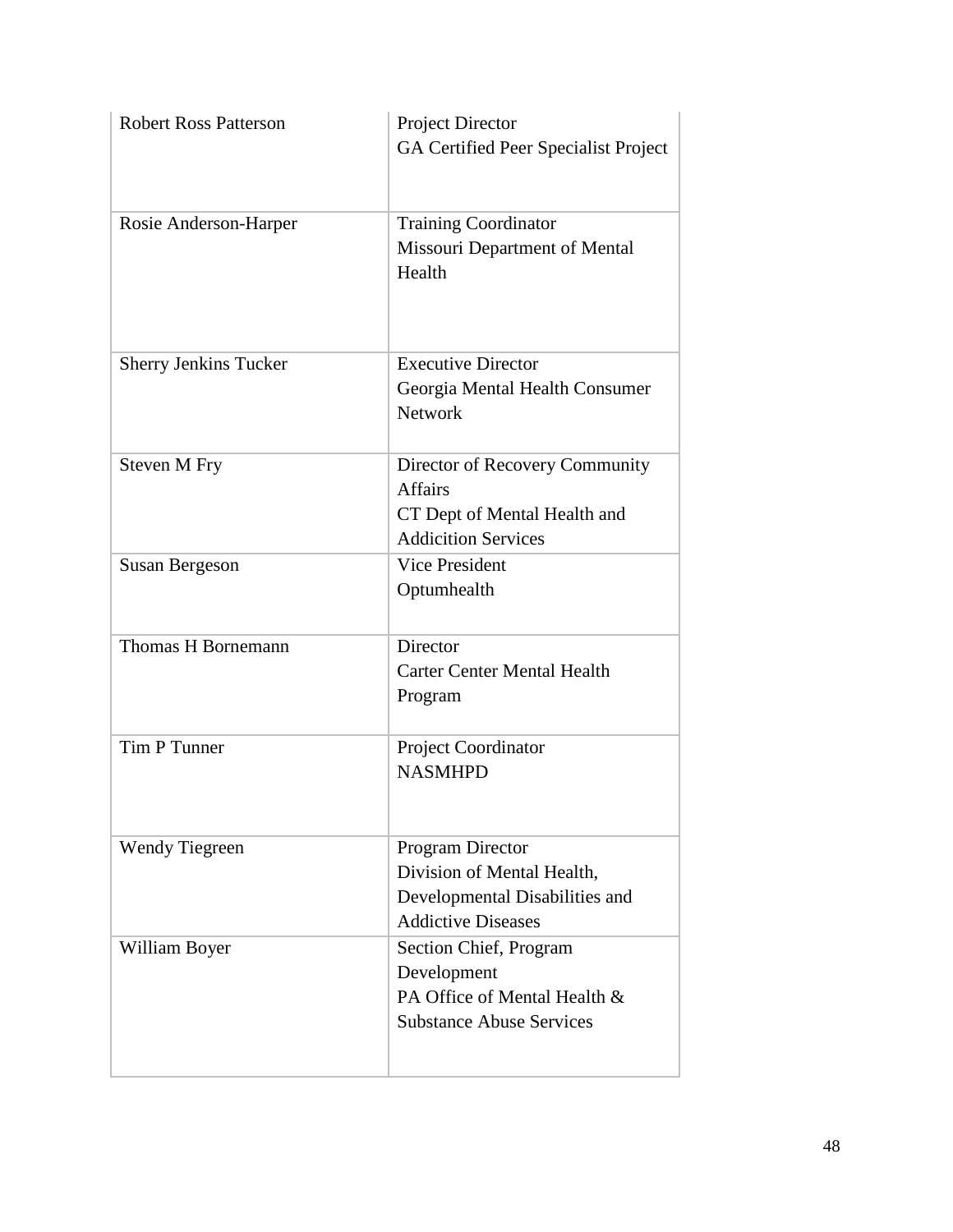| | |
|---|---|
| Robert Ross Patterson | Project Director<br>GA Certified Peer Specialist Project |
| Rosie Anderson-Harper | Training Coordinator<br>Missouri Department of Mental Health |
| Sherry Jenkins Tucker | Executive Director<br>Georgia Mental Health Consumer Network |
| Steven M Fry | Director of Recovery Community Affairs<br>CT Dept of Mental Health and Addicition Services |
| Susan Bergeson | Vice President<br>Optumhealth |
| Thomas H Bornemann | Director<br>Carter Center Mental Health Program |
| Tim P Tunner | Project Coordinator<br>NASMHPD |
| Wendy Tiegreen | Program Director<br>Division of Mental Health, Developmental Disabilities and Addictive Diseases |
| William Boyer | Section Chief, Program Development<br>PA Office of Mental Health & Substance Abuse Services |